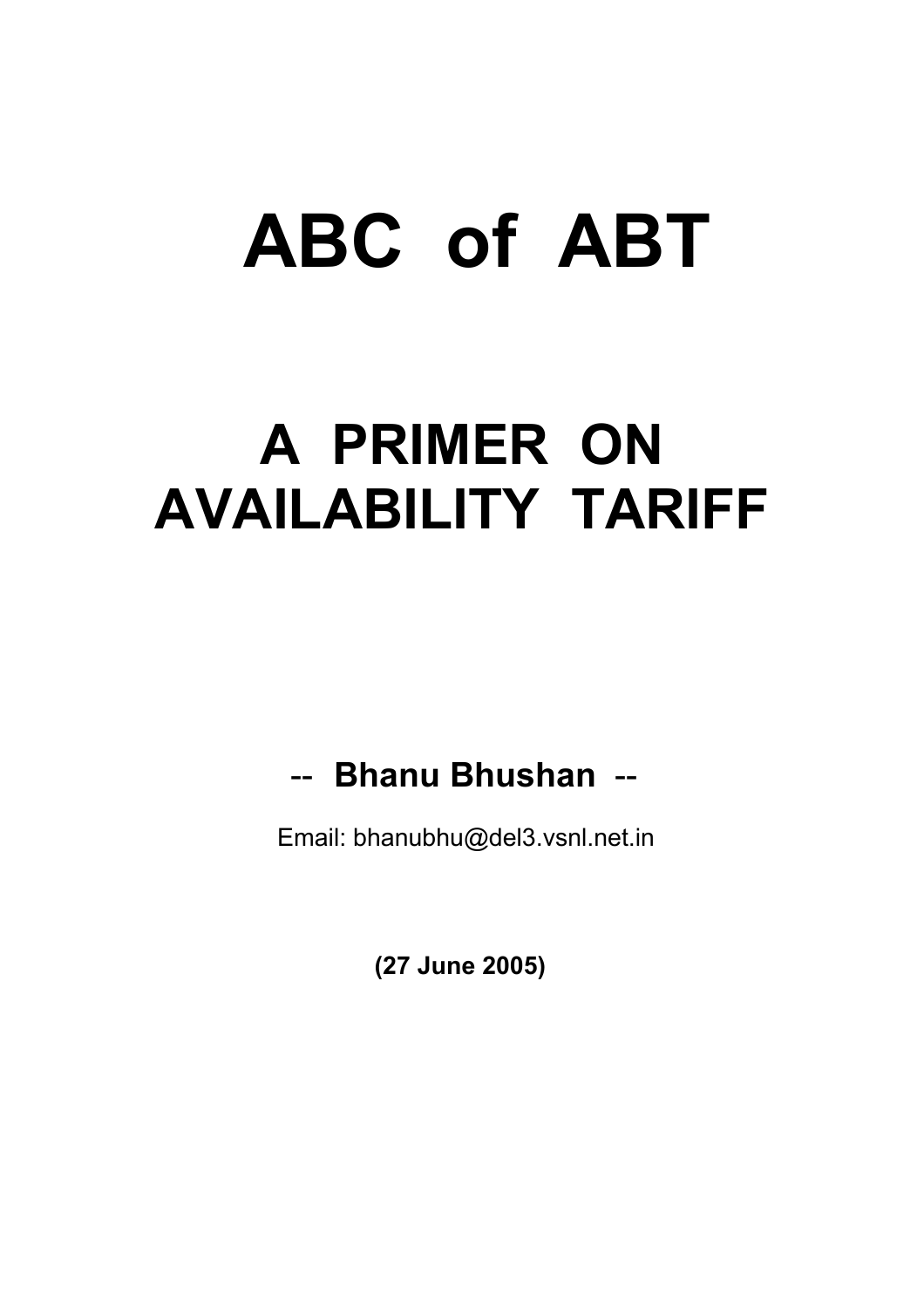# ABC of ABT

## A PRIMER ON AVAILABILITY TARIFF

-- **Bhanu Bhushan** --

Email: bhanubhu@del3.vsnl.net.in

**(27 June 2005)**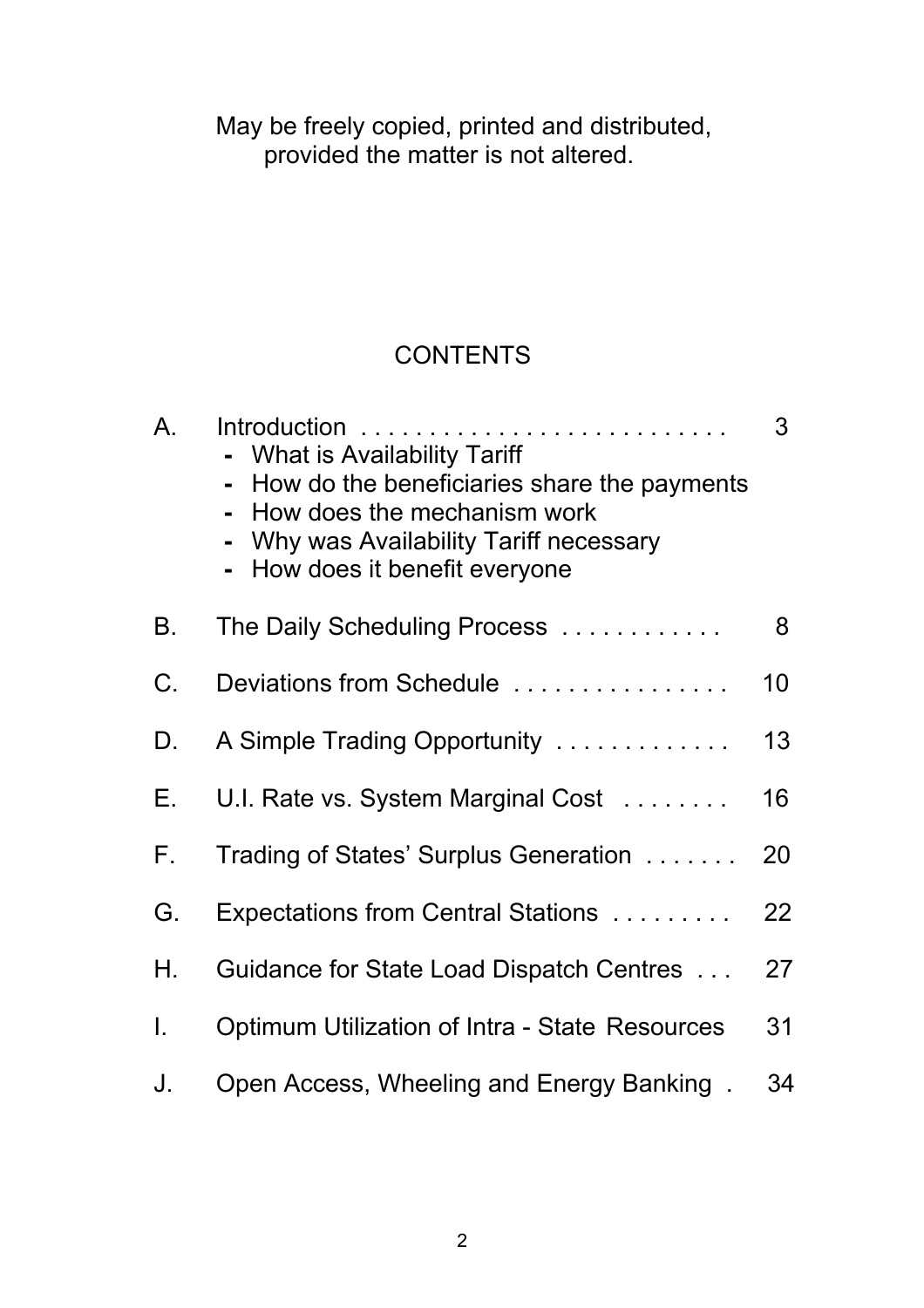May be freely copied, printed and distributed, provided the matter is not altered.

## CONTENTS

A. Introduction . . . . . . . . . . . . . . . . . . . . . . . . . . . 3
- What is Availability Tariff
- How do the beneficiaries share the payments
- How does the mechanism work
- Why was Availability Tariff necessary
- How does it benefit everyone

B. The Daily Scheduling Process . . . . . . . . . . . . 8

C. Deviations from Schedule . . . . . . . . . . . . . . . . 10

D. A Simple Trading Opportunity . . . . . . . . . . . . . 13

E. U.I. Rate vs. System Marginal Cost . . . . . . . . 16

F. Trading of States' Surplus Generation . . . . . . . 20

G. Expectations from Central Stations . . . . . . . . . 22

H. Guidance for State Load Dispatch Centres . . . 27

I. Optimum Utilization of Intra - State Resources 31

J. Open Access, Wheeling and Energy Banking . 34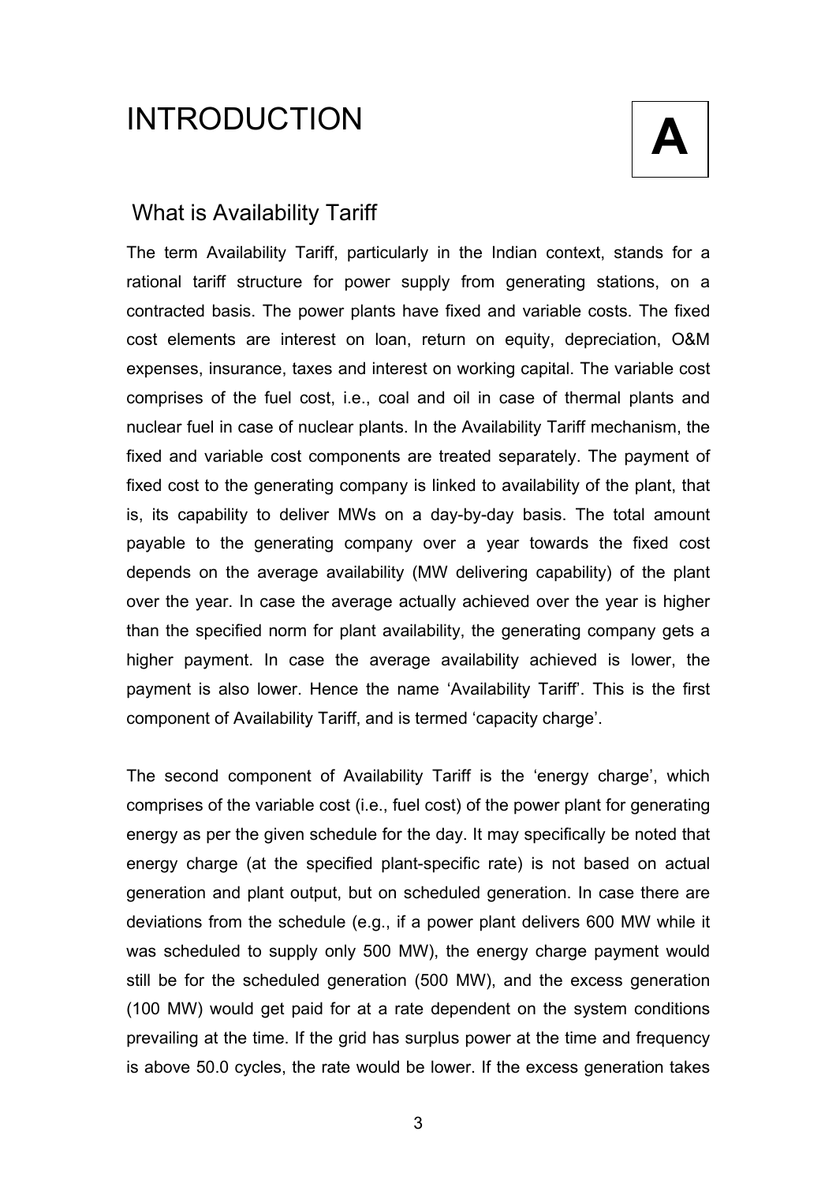# INTRODUCTION

**A**

## What is Availability Tariff

The term Availability Tariff, particularly in the Indian context, stands for a rational tariff structure for power supply from generating stations, on a contracted basis. The power plants have fixed and variable costs. The fixed cost elements are interest on loan, return on equity, depreciation, O&M expenses, insurance, taxes and interest on working capital. The variable cost comprises of the fuel cost, i.e., coal and oil in case of thermal plants and nuclear fuel in case of nuclear plants. In the Availability Tariff mechanism, the fixed and variable cost components are treated separately. The payment of fixed cost to the generating company is linked to availability of the plant, that is, its capability to deliver MWs on a day-by-day basis. The total amount payable to the generating company over a year towards the fixed cost depends on the average availability (MW delivering capability) of the plant over the year. In case the average actually achieved over the year is higher than the specified norm for plant availability, the generating company gets a higher payment. In case the average availability achieved is lower, the payment is also lower. Hence the name 'Availability Tariff'. This is the first component of Availability Tariff, and is termed 'capacity charge'.

The second component of Availability Tariff is the 'energy charge', which comprises of the variable cost (i.e., fuel cost) of the power plant for generating energy as per the given schedule for the day. It may specifically be noted that energy charge (at the specified plant-specific rate) is not based on actual generation and plant output, but on scheduled generation. In case there are deviations from the schedule (e.g., if a power plant delivers 600 MW while it was scheduled to supply only 500 MW), the energy charge payment would still be for the scheduled generation (500 MW), and the excess generation (100 MW) would get paid for at a rate dependent on the system conditions prevailing at the time. If the grid has surplus power at the time and frequency is above 50.0 cycles, the rate would be lower. If the excess generation takes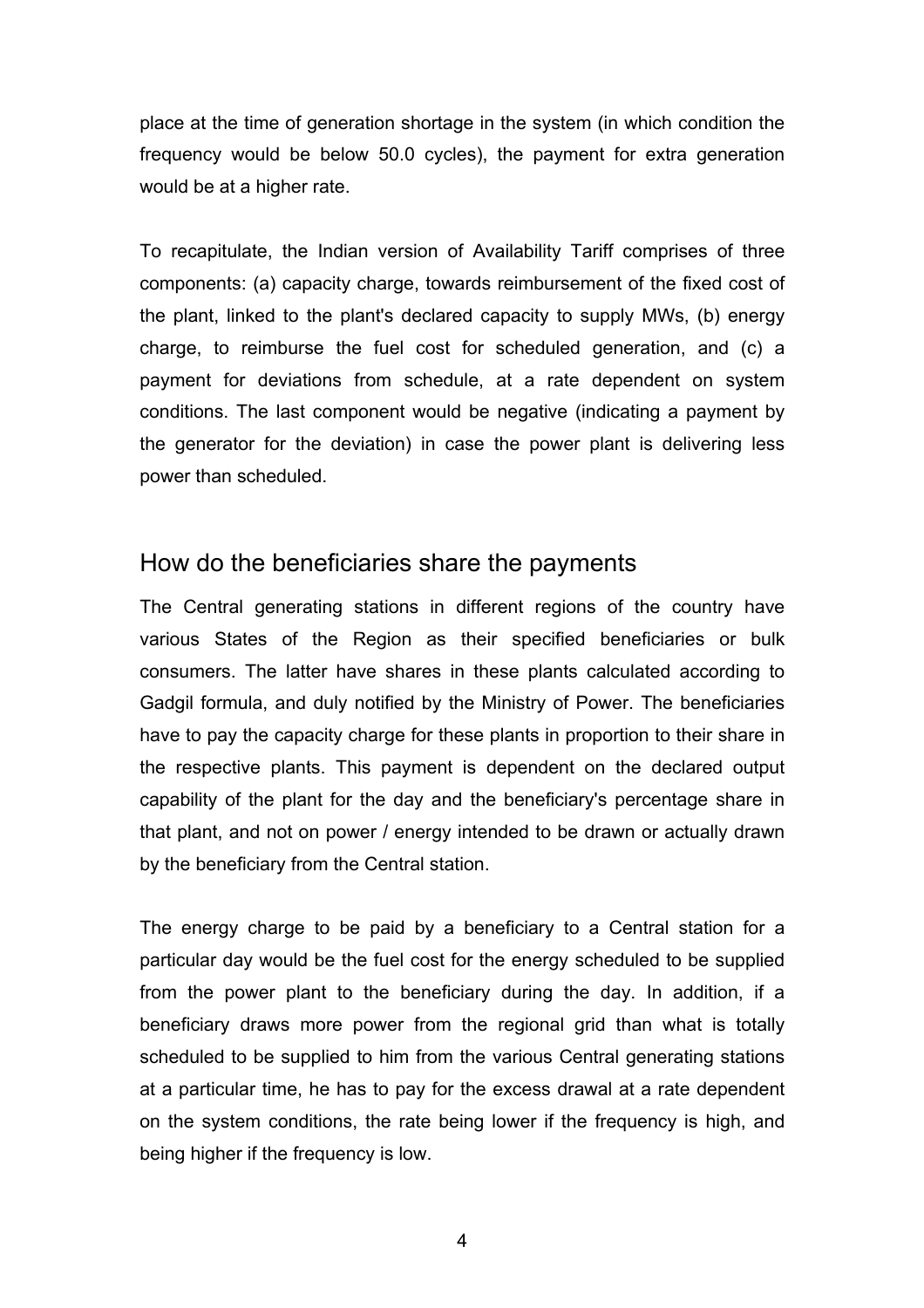place at the time of generation shortage in the system (in which condition the frequency would be below 50.0 cycles), the payment for extra generation would be at a higher rate.

To recapitulate, the Indian version of Availability Tariff comprises of three components: (a) capacity charge, towards reimbursement of the fixed cost of the plant, linked to the plant's declared capacity to supply MWs, (b) energy charge, to reimburse the fuel cost for scheduled generation, and (c) a payment for deviations from schedule, at a rate dependent on system conditions. The last component would be negative (indicating a payment by the generator for the deviation) in case the power plant is delivering less power than scheduled.

## How do the beneficiaries share the payments

The Central generating stations in different regions of the country have various States of the Region as their specified beneficiaries or bulk consumers. The latter have shares in these plants calculated according to Gadgil formula, and duly notified by the Ministry of Power. The beneficiaries have to pay the capacity charge for these plants in proportion to their share in the respective plants. This payment is dependent on the declared output capability of the plant for the day and the beneficiary's percentage share in that plant, and not on power / energy intended to be drawn or actually drawn by the beneficiary from the Central station.

The energy charge to be paid by a beneficiary to a Central station for a particular day would be the fuel cost for the energy scheduled to be supplied from the power plant to the beneficiary during the day. In addition, if a beneficiary draws more power from the regional grid than what is totally scheduled to be supplied to him from the various Central generating stations at a particular time, he has to pay for the excess drawal at a rate dependent on the system conditions, the rate being lower if the frequency is high, and being higher if the frequency is low.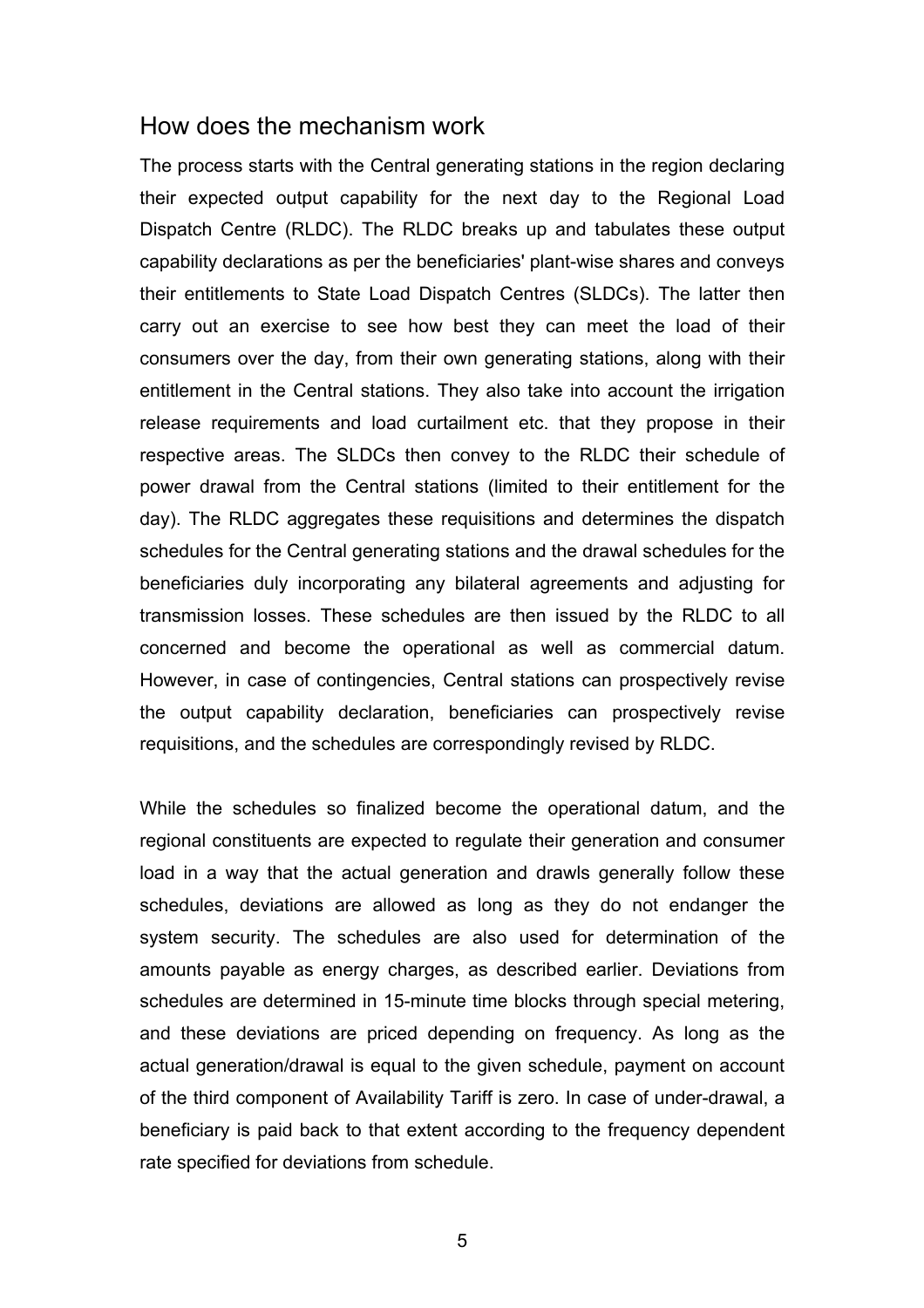## How does the mechanism work

The process starts with the Central generating stations in the region declaring their expected output capability for the next day to the Regional Load Dispatch Centre (RLDC). The RLDC breaks up and tabulates these output capability declarations as per the beneficiaries' plant-wise shares and conveys their entitlements to State Load Dispatch Centres (SLDCs). The latter then carry out an exercise to see how best they can meet the load of their consumers over the day, from their own generating stations, along with their entitlement in the Central stations. They also take into account the irrigation release requirements and load curtailment etc. that they propose in their respective areas. The SLDCs then convey to the RLDC their schedule of power drawal from the Central stations (limited to their entitlement for the day). The RLDC aggregates these requisitions and determines the dispatch schedules for the Central generating stations and the drawal schedules for the beneficiaries duly incorporating any bilateral agreements and adjusting for transmission losses. These schedules are then issued by the RLDC to all concerned and become the operational as well as commercial datum. However, in case of contingencies, Central stations can prospectively revise the output capability declaration, beneficiaries can prospectively revise requisitions, and the schedules are correspondingly revised by RLDC.

While the schedules so finalized become the operational datum, and the regional constituents are expected to regulate their generation and consumer load in a way that the actual generation and drawls generally follow these schedules, deviations are allowed as long as they do not endanger the system security. The schedules are also used for determination of the amounts payable as energy charges, as described earlier. Deviations from schedules are determined in 15-minute time blocks through special metering, and these deviations are priced depending on frequency. As long as the actual generation/drawal is equal to the given schedule, payment on account of the third component of Availability Tariff is zero. In case of under-drawal, a beneficiary is paid back to that extent according to the frequency dependent rate specified for deviations from schedule.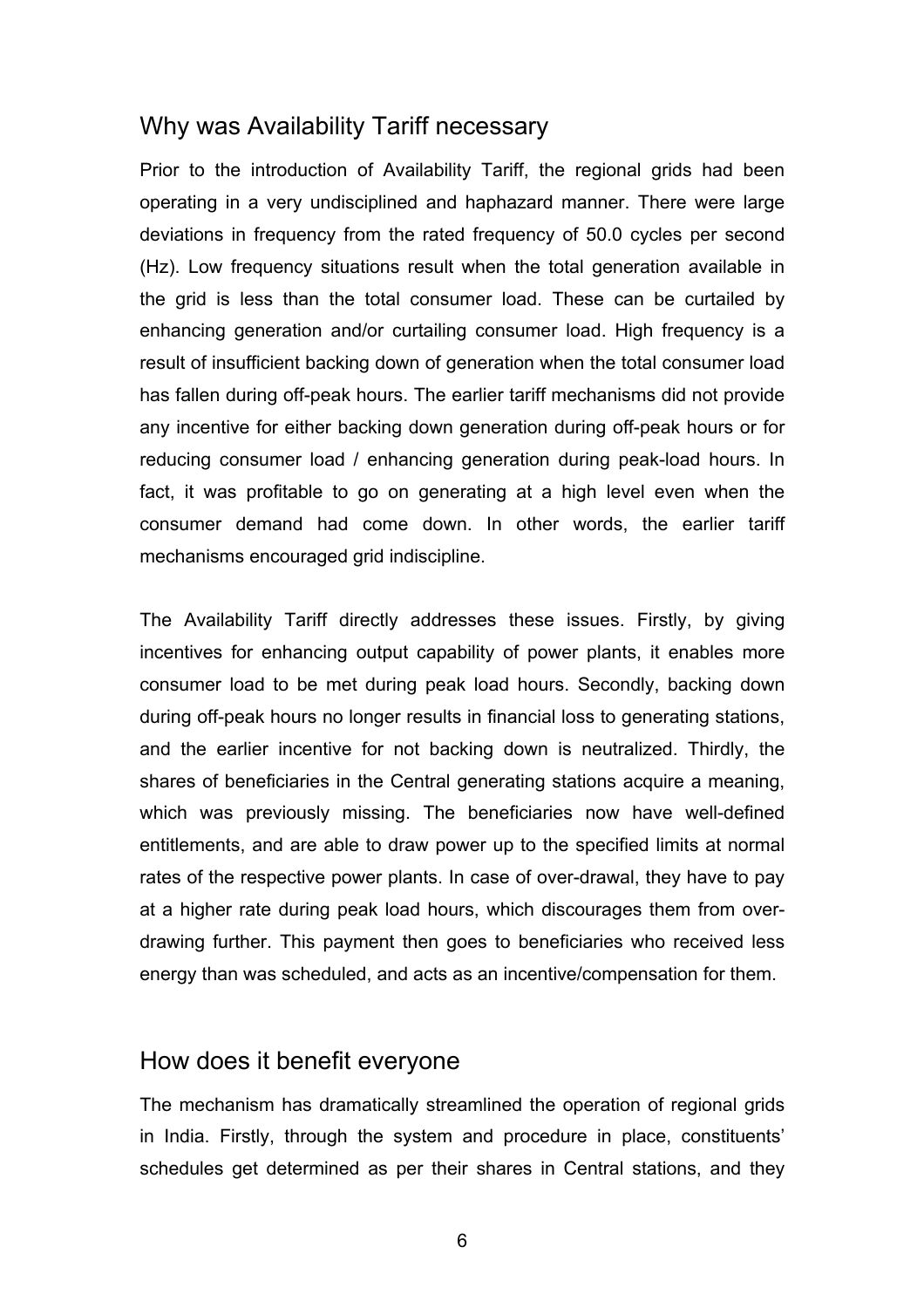## Why was Availability Tariff necessary

Prior to the introduction of Availability Tariff, the regional grids had been operating in a very undisciplined and haphazard manner. There were large deviations in frequency from the rated frequency of 50.0 cycles per second (Hz). Low frequency situations result when the total generation available in the grid is less than the total consumer load. These can be curtailed by enhancing generation and/or curtailing consumer load. High frequency is a result of insufficient backing down of generation when the total consumer load has fallen during off-peak hours. The earlier tariff mechanisms did not provide any incentive for either backing down generation during off-peak hours or for reducing consumer load / enhancing generation during peak-load hours. In fact, it was profitable to go on generating at a high level even when the consumer demand had come down. In other words, the earlier tariff mechanisms encouraged grid indiscipline.

The Availability Tariff directly addresses these issues. Firstly, by giving incentives for enhancing output capability of power plants, it enables more consumer load to be met during peak load hours. Secondly, backing down during off-peak hours no longer results in financial loss to generating stations, and the earlier incentive for not backing down is neutralized. Thirdly, the shares of beneficiaries in the Central generating stations acquire a meaning, which was previously missing. The beneficiaries now have well-defined entitlements, and are able to draw power up to the specified limits at normal rates of the respective power plants. In case of over-drawal, they have to pay at a higher rate during peak load hours, which discourages them from over-drawing further. This payment then goes to beneficiaries who received less energy than was scheduled, and acts as an incentive/compensation for them.

## How does it benefit everyone

The mechanism has dramatically streamlined the operation of regional grids in India. Firstly, through the system and procedure in place, constituents' schedules get determined as per their shares in Central stations, and they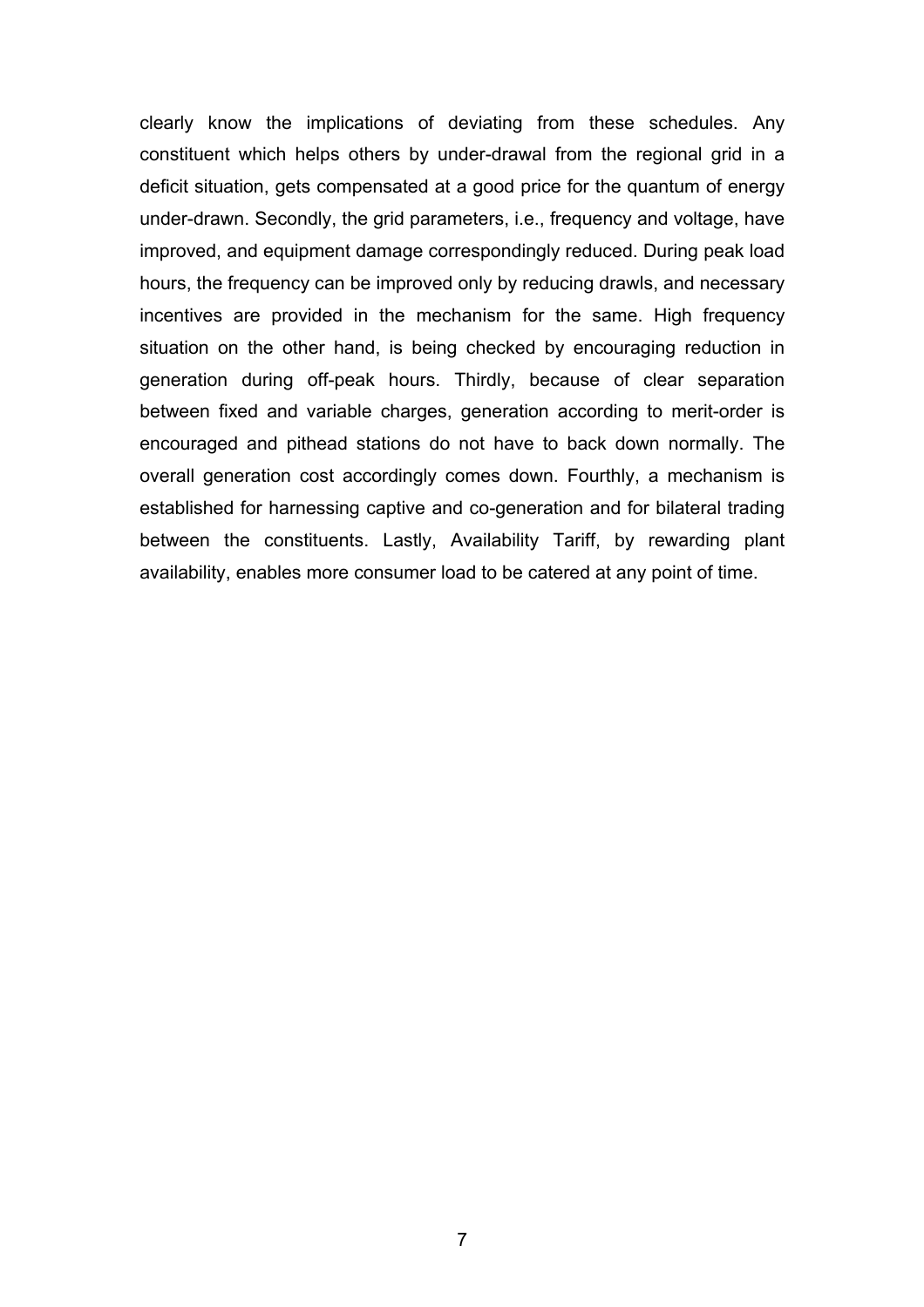clearly know the implications of deviating from these schedules. Any constituent which helps others by under-drawal from the regional grid in a deficit situation, gets compensated at a good price for the quantum of energy under-drawn. Secondly, the grid parameters, i.e., frequency and voltage, have improved, and equipment damage correspondingly reduced. During peak load hours, the frequency can be improved only by reducing drawls, and necessary incentives are provided in the mechanism for the same. High frequency situation on the other hand, is being checked by encouraging reduction in generation during off-peak hours. Thirdly, because of clear separation between fixed and variable charges, generation according to merit-order is encouraged and pithead stations do not have to back down normally. The overall generation cost accordingly comes down. Fourthly, a mechanism is established for harnessing captive and co-generation and for bilateral trading between the constituents. Lastly, Availability Tariff, by rewarding plant availability, enables more consumer load to be catered at any point of time.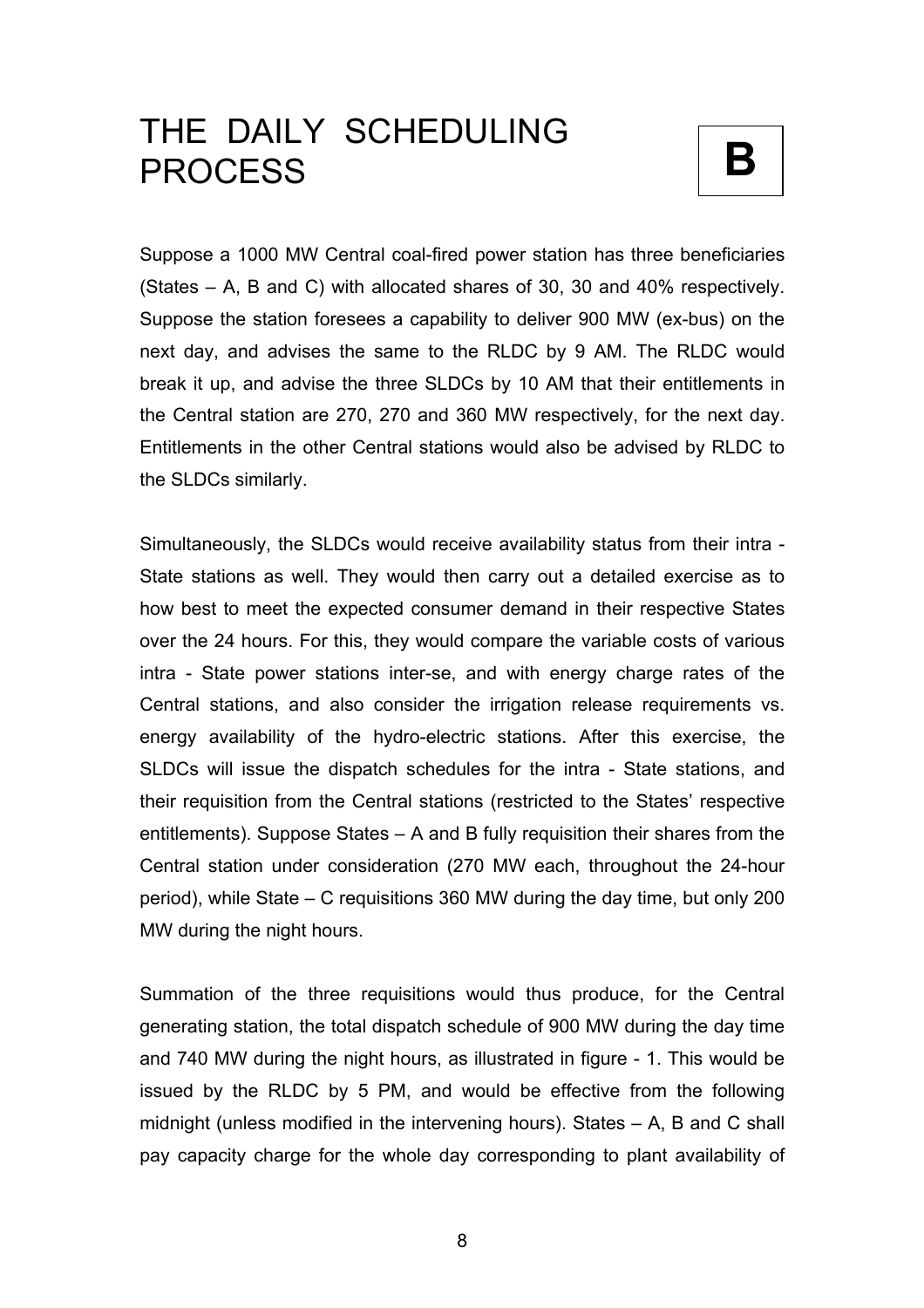# THE DAILY SCHEDULING PROCESS

**B**

Suppose a 1000 MW Central coal-fired power station has three beneficiaries (States – A, B and C) with allocated shares of 30, 30 and 40% respectively. Suppose the station foresees a capability to deliver 900 MW (ex-bus) on the next day, and advises the same to the RLDC by 9 AM. The RLDC would break it up, and advise the three SLDCs by 10 AM that their entitlements in the Central station are 270, 270 and 360 MW respectively, for the next day. Entitlements in the other Central stations would also be advised by RLDC to the SLDCs similarly.

Simultaneously, the SLDCs would receive availability status from their intra - State stations as well. They would then carry out a detailed exercise as to how best to meet the expected consumer demand in their respective States over the 24 hours. For this, they would compare the variable costs of various intra - State power stations inter-se, and with energy charge rates of the Central stations, and also consider the irrigation release requirements vs. energy availability of the hydro-electric stations. After this exercise, the SLDCs will issue the dispatch schedules for the intra - State stations, and their requisition from the Central stations (restricted to the States' respective entitlements). Suppose States – A and B fully requisition their shares from the Central station under consideration (270 MW each, throughout the 24-hour period), while State – C requisitions 360 MW during the day time, but only 200 MW during the night hours.

Summation of the three requisitions would thus produce, for the Central generating station, the total dispatch schedule of 900 MW during the day time and 740 MW during the night hours, as illustrated in figure - 1. This would be issued by the RLDC by 5 PM, and would be effective from the following midnight (unless modified in the intervening hours). States – A, B and C shall pay capacity charge for the whole day corresponding to plant availability of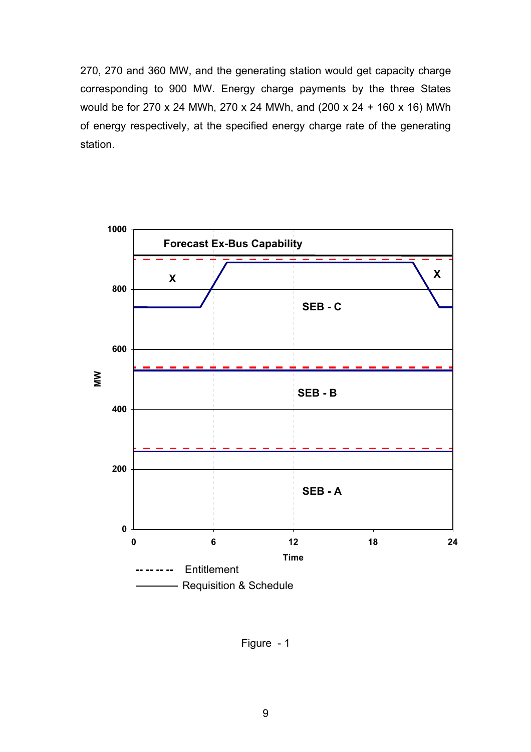270, 270 and 360 MW, and the generating station would get capacity charge corresponding to 900 MW. Energy charge payments by the three States would be for 270 x 24 MWh, 270 x 24 MWh, and (200 x 24 + 160 x 16) MWh of energy respectively, at the specified energy charge rate of the generating station.

Figure - 1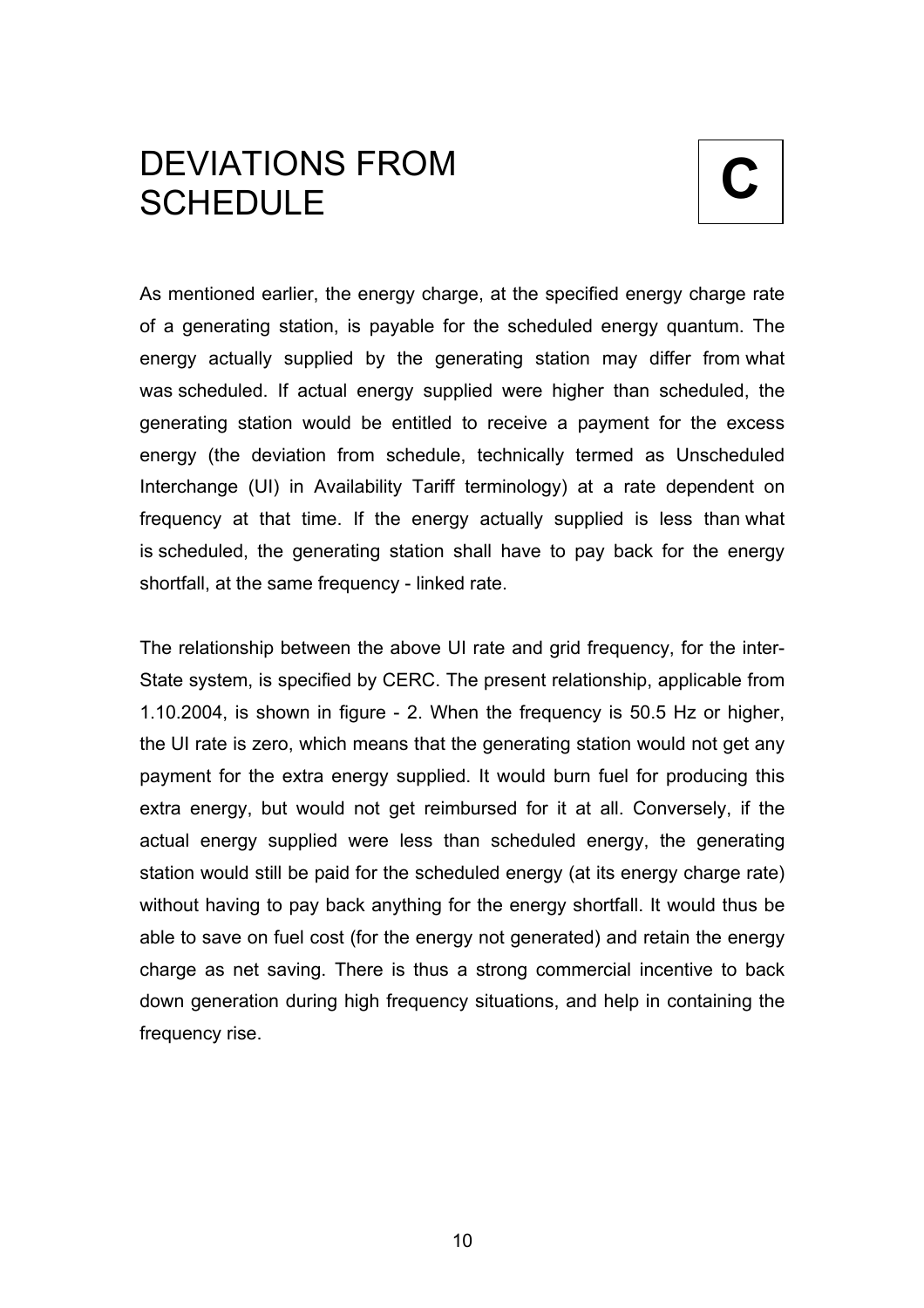# DEVIATIONS FROM SCHEDULE

**C**

As mentioned earlier, the energy charge, at the specified energy charge rate of a generating station, is payable for the scheduled energy quantum. The energy actually supplied by the generating station may differ from what was scheduled. If actual energy supplied were higher than scheduled, the generating station would be entitled to receive a payment for the excess energy (the deviation from schedule, technically termed as Unscheduled Interchange (UI) in Availability Tariff terminology) at a rate dependent on frequency at that time. If the energy actually supplied is less than what is scheduled, the generating station shall have to pay back for the energy shortfall, at the same frequency - linked rate.

The relationship between the above UI rate and grid frequency, for the inter-State system, is specified by CERC. The present relationship, applicable from 1.10.2004, is shown in figure - 2. When the frequency is 50.5 Hz or higher, the UI rate is zero, which means that the generating station would not get any payment for the extra energy supplied. It would burn fuel for producing this extra energy, but would not get reimbursed for it at all. Conversely, if the actual energy supplied were less than scheduled energy, the generating station would still be paid for the scheduled energy (at its energy charge rate) without having to pay back anything for the energy shortfall. It would thus be able to save on fuel cost (for the energy not generated) and retain the energy charge as net saving. There is thus a strong commercial incentive to back down generation during high frequency situations, and help in containing the frequency rise.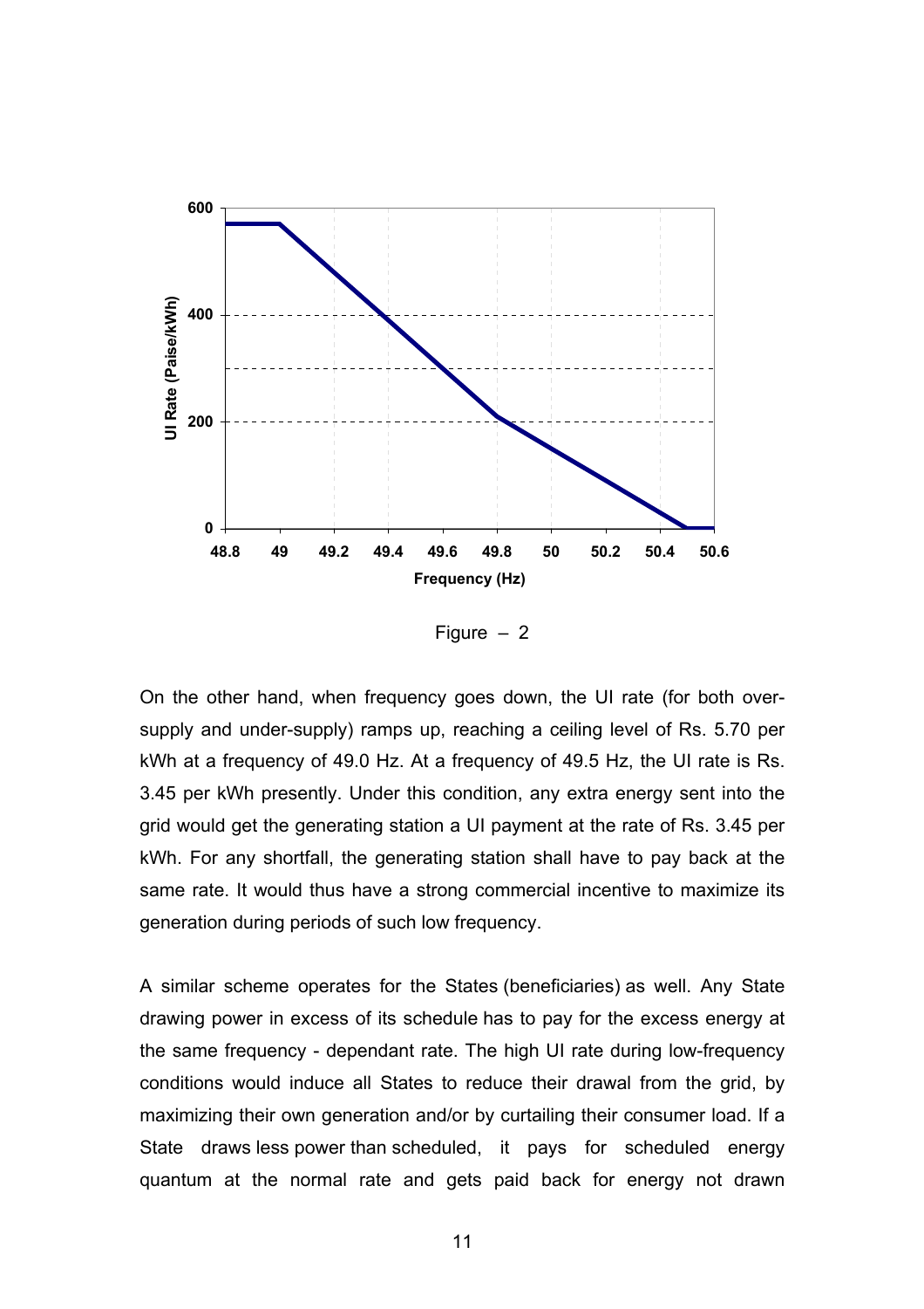Figure – 2

On the other hand, when frequency goes down, the UI rate (for both over-supply and under-supply) ramps up, reaching a ceiling level of Rs. 5.70 per kWh at a frequency of 49.0 Hz. At a frequency of 49.5 Hz, the UI rate is Rs. 3.45 per kWh presently. Under this condition, any extra energy sent into the grid would get the generating station a UI payment at the rate of Rs. 3.45 per kWh. For any shortfall, the generating station shall have to pay back at the same rate. It would thus have a strong commercial incentive to maximize its generation during periods of such low frequency.

A similar scheme operates for the States (beneficiaries) as well. Any State drawing power in excess of its schedule has to pay for the excess energy at the same frequency - dependant rate. The high UI rate during low-frequency conditions would induce all States to reduce their drawal from the grid, by maximizing their own generation and/or by curtailing their consumer load. If a State draws less power than scheduled, it pays for scheduled energy quantum at the normal rate and gets paid back for energy not drawn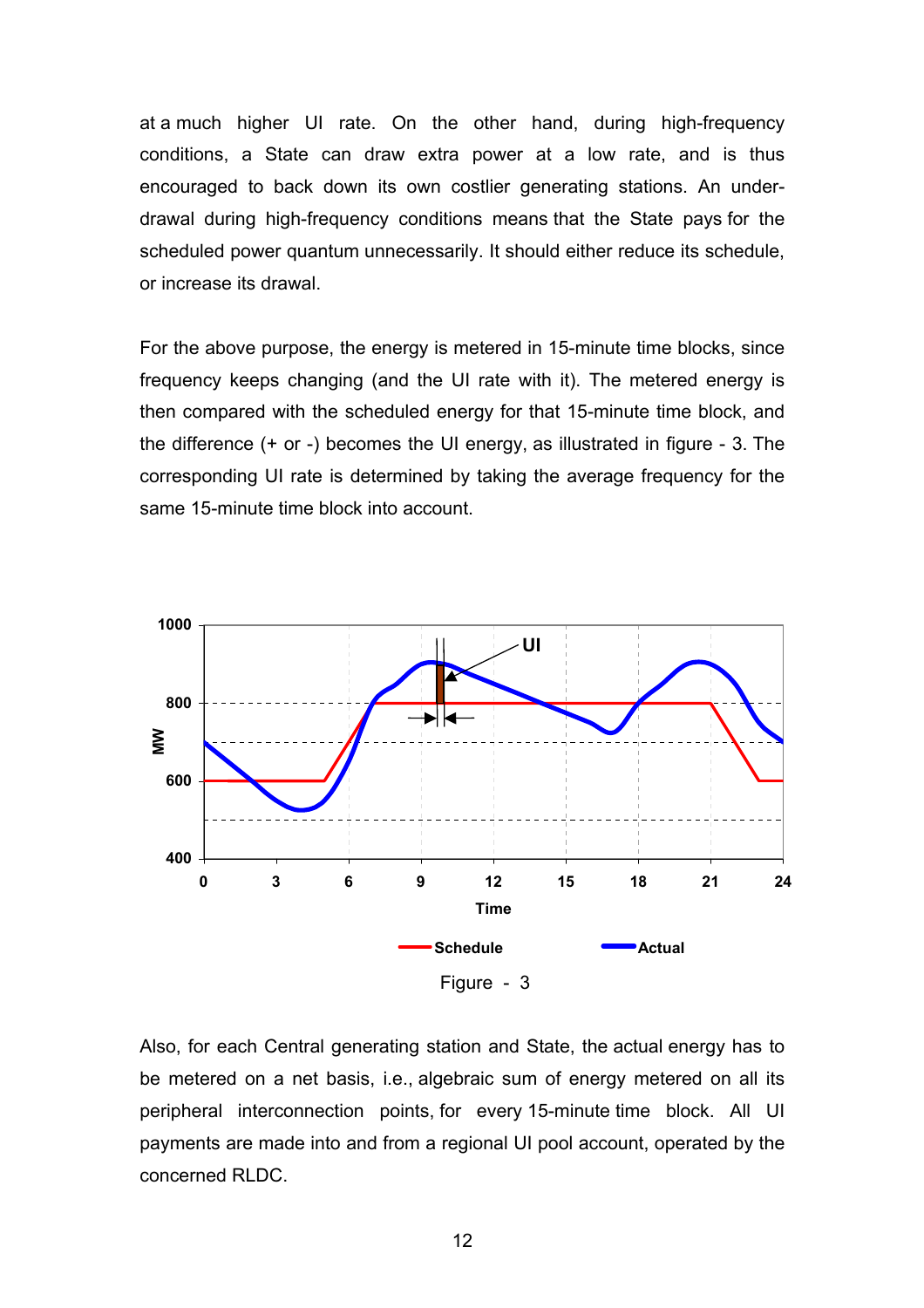at a much higher UI rate. On the other hand, during high-frequency conditions, a State can draw extra power at a low rate, and is thus encouraged to back down its own costlier generating stations. An under-drawal during high-frequency conditions means that the State pays for the scheduled power quantum unnecessarily. It should either reduce its schedule, or increase its drawal.

For the above purpose, the energy is metered in 15-minute time blocks, since frequency keeps changing (and the UI rate with it). The metered energy is then compared with the scheduled energy for that 15-minute time block, and the difference (+ or -) becomes the UI energy, as illustrated in figure - 3. The corresponding UI rate is determined by taking the average frequency for the same 15-minute time block into account.

Figure - 3

Also, for each Central generating station and State, the actual energy has to be metered on a net basis, i.e., algebraic sum of energy metered on all its peripheral interconnection points, for every 15-minute time block. All UI payments are made into and from a regional UI pool account, operated by the concerned RLDC.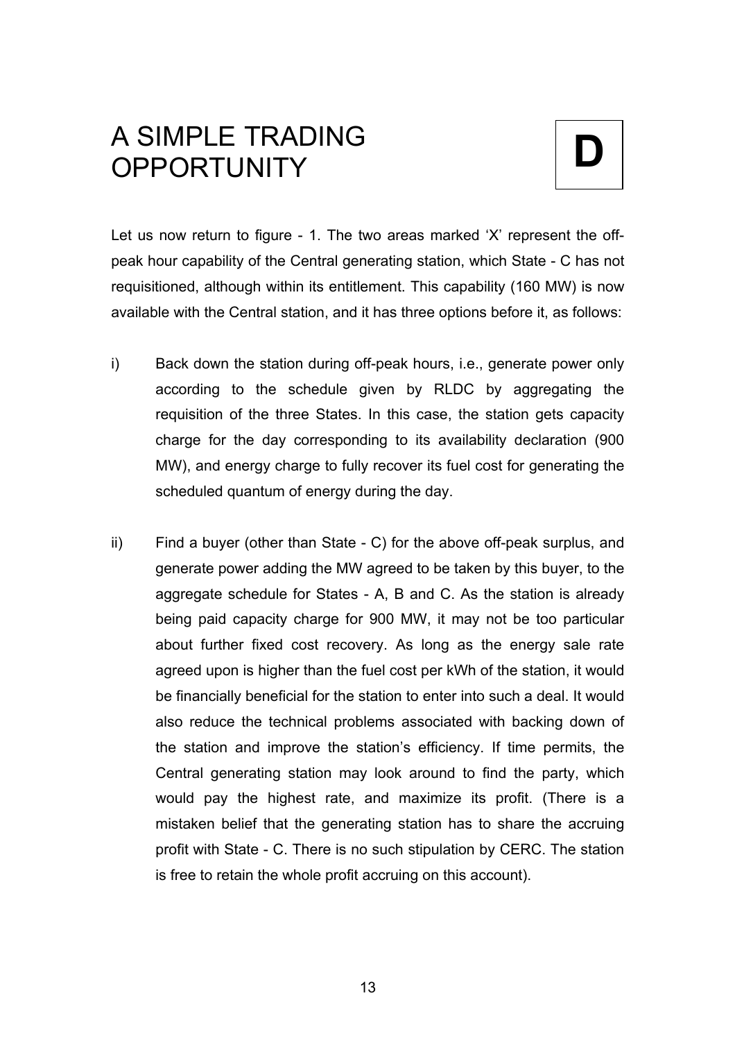# A SIMPLE TRADING OPPORTUNITY

**D**

Let us now return to figure - 1. The two areas marked 'X' represent the off-peak hour capability of the Central generating station, which State - C has not requisitioned, although within its entitlement. This capability (160 MW) is now available with the Central station, and it has three options before it, as follows:

i) Back down the station during off-peak hours, i.e., generate power only according to the schedule given by RLDC by aggregating the requisition of the three States. In this case, the station gets capacity charge for the day corresponding to its availability declaration (900 MW), and energy charge to fully recover its fuel cost for generating the scheduled quantum of energy during the day.

ii) Find a buyer (other than State - C) for the above off-peak surplus, and generate power adding the MW agreed to be taken by this buyer, to the aggregate schedule for States - A, B and C. As the station is already being paid capacity charge for 900 MW, it may not be too particular about further fixed cost recovery. As long as the energy sale rate agreed upon is higher than the fuel cost per kWh of the station, it would be financially beneficial for the station to enter into such a deal. It would also reduce the technical problems associated with backing down of the station and improve the station's efficiency. If time permits, the Central generating station may look around to find the party, which would pay the highest rate, and maximize its profit. (There is a mistaken belief that the generating station has to share the accruing profit with State - C. There is no such stipulation by CERC. The station is free to retain the whole profit accruing on this account).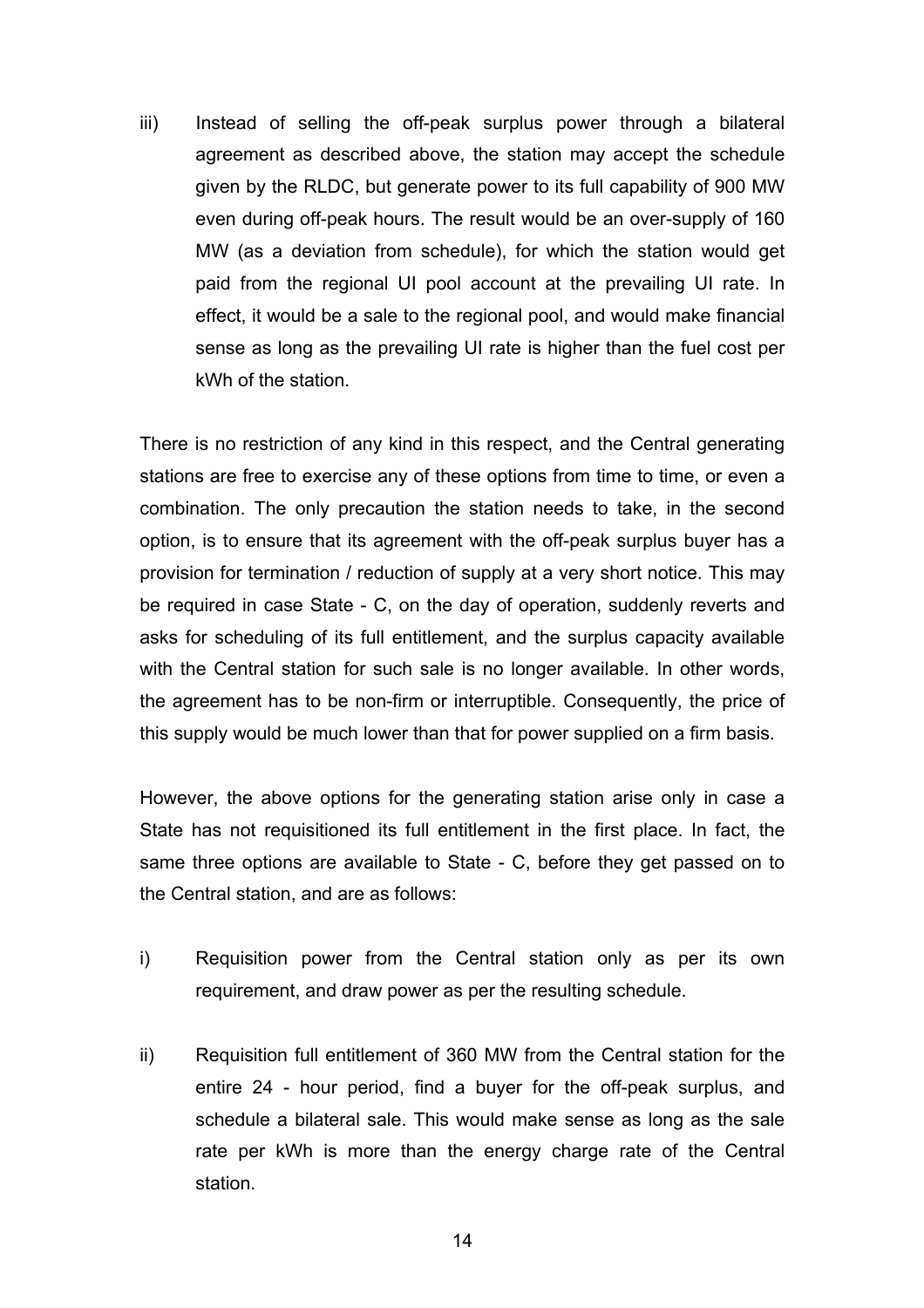iii) Instead of selling the off-peak surplus power through a bilateral agreement as described above, the station may accept the schedule given by the RLDC, but generate power to its full capability of 900 MW even during off-peak hours. The result would be an over-supply of 160 MW (as a deviation from schedule), for which the station would get paid from the regional UI pool account at the prevailing UI rate. In effect, it would be a sale to the regional pool, and would make financial sense as long as the prevailing UI rate is higher than the fuel cost per kWh of the station.

There is no restriction of any kind in this respect, and the Central generating stations are free to exercise any of these options from time to time, or even a combination. The only precaution the station needs to take, in the second option, is to ensure that its agreement with the off-peak surplus buyer has a provision for termination / reduction of supply at a very short notice. This may be required in case State - C, on the day of operation, suddenly reverts and asks for scheduling of its full entitlement, and the surplus capacity available with the Central station for such sale is no longer available. In other words, the agreement has to be non-firm or interruptible. Consequently, the price of this supply would be much lower than that for power supplied on a firm basis.

However, the above options for the generating station arise only in case a State has not requisitioned its full entitlement in the first place. In fact, the same three options are available to State - C, before they get passed on to the Central station, and are as follows:

i) Requisition power from the Central station only as per its own requirement, and draw power as per the resulting schedule.

ii) Requisition full entitlement of 360 MW from the Central station for the entire 24 - hour period, find a buyer for the off-peak surplus, and schedule a bilateral sale. This would make sense as long as the sale rate per kWh is more than the energy charge rate of the Central station.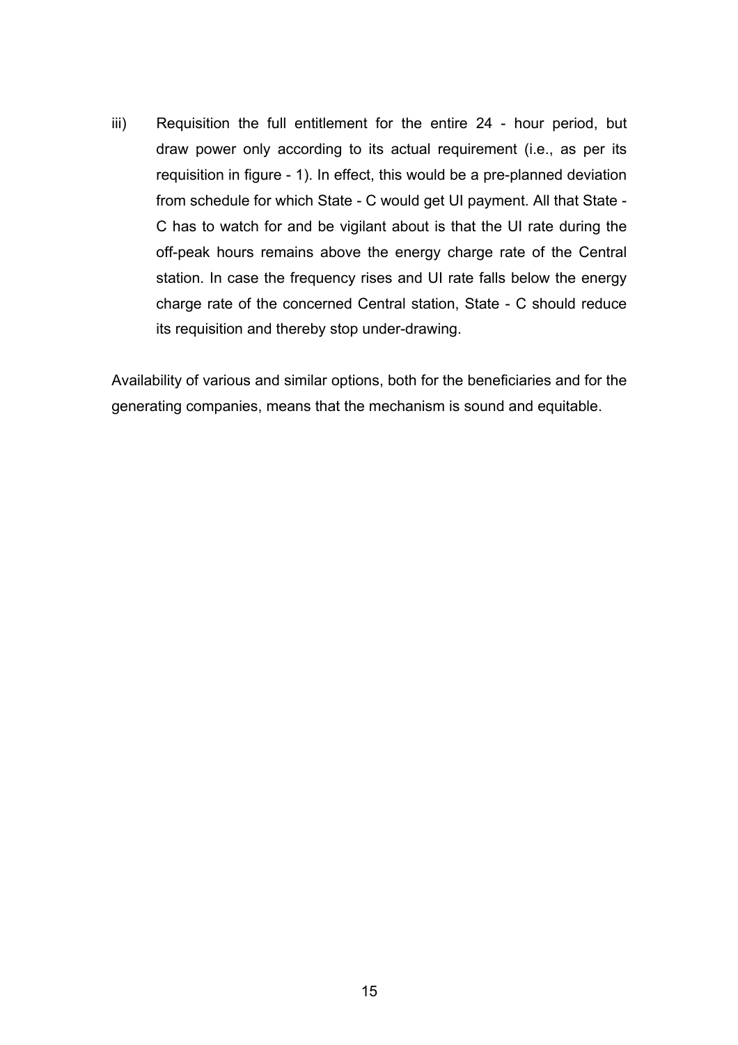iii) Requisition the full entitlement for the entire 24 - hour period, but draw power only according to its actual requirement (i.e., as per its requisition in figure - 1). In effect, this would be a pre-planned deviation from schedule for which State - C would get UI payment. All that State - C has to watch for and be vigilant about is that the UI rate during the off-peak hours remains above the energy charge rate of the Central station. In case the frequency rises and UI rate falls below the energy charge rate of the concerned Central station, State - C should reduce its requisition and thereby stop under-drawing.

Availability of various and similar options, both for the beneficiaries and for the generating companies, means that the mechanism is sound and equitable.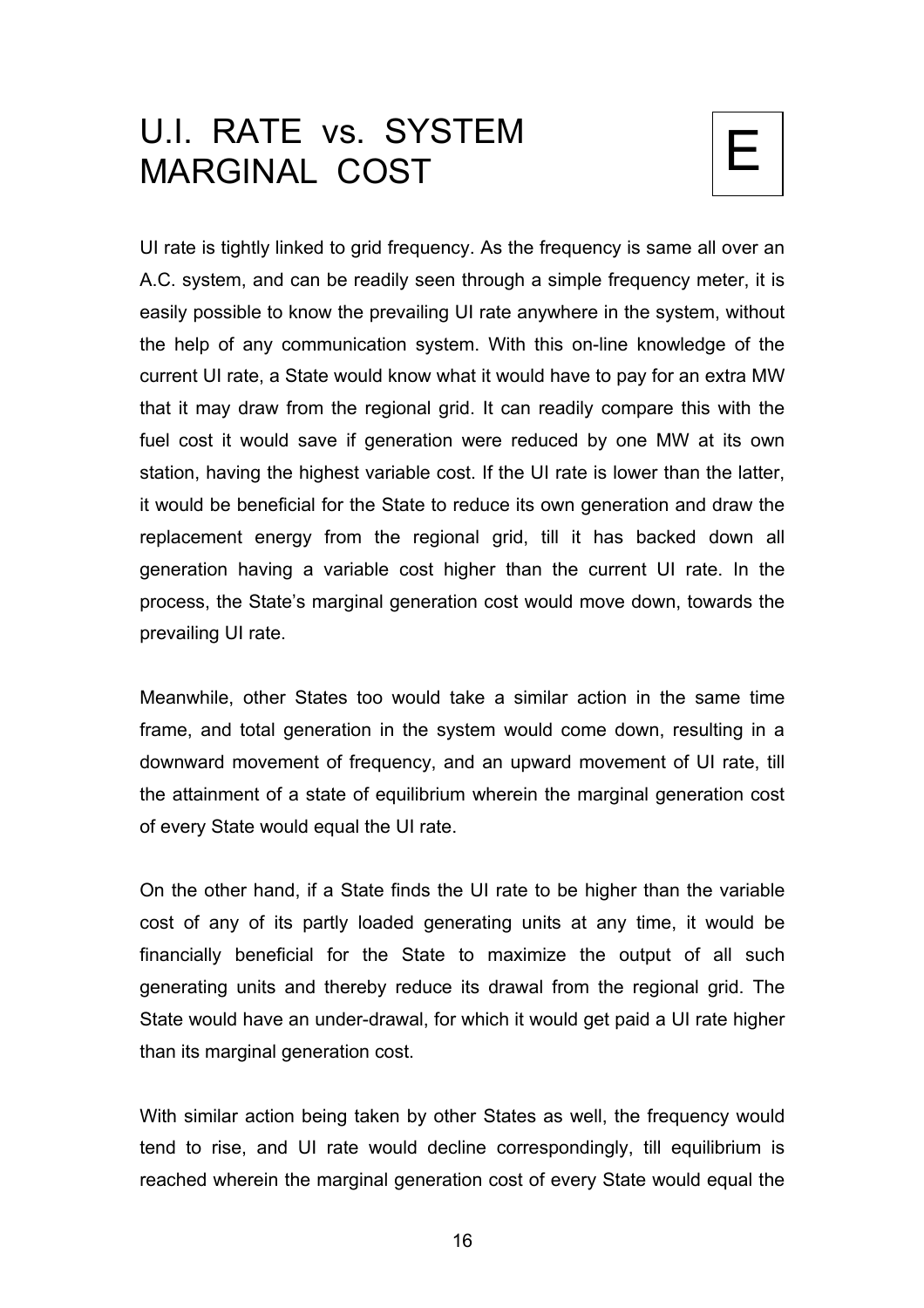# U.I. RATE vs. SYSTEM MARGINAL COST

E

UI rate is tightly linked to grid frequency. As the frequency is same all over an A.C. system, and can be readily seen through a simple frequency meter, it is easily possible to know the prevailing UI rate anywhere in the system, without the help of any communication system. With this on-line knowledge of the current UI rate, a State would know what it would have to pay for an extra MW that it may draw from the regional grid. It can readily compare this with the fuel cost it would save if generation were reduced by one MW at its own station, having the highest variable cost. If the UI rate is lower than the latter, it would be beneficial for the State to reduce its own generation and draw the replacement energy from the regional grid, till it has backed down all generation having a variable cost higher than the current UI rate. In the process, the State's marginal generation cost would move down, towards the prevailing UI rate.

Meanwhile, other States too would take a similar action in the same time frame, and total generation in the system would come down, resulting in a downward movement of frequency, and an upward movement of UI rate, till the attainment of a state of equilibrium wherein the marginal generation cost of every State would equal the UI rate.

On the other hand, if a State finds the UI rate to be higher than the variable cost of any of its partly loaded generating units at any time, it would be financially beneficial for the State to maximize the output of all such generating units and thereby reduce its drawal from the regional grid. The State would have an under-drawal, for which it would get paid a UI rate higher than its marginal generation cost.

With similar action being taken by other States as well, the frequency would tend to rise, and UI rate would decline correspondingly, till equilibrium is reached wherein the marginal generation cost of every State would equal the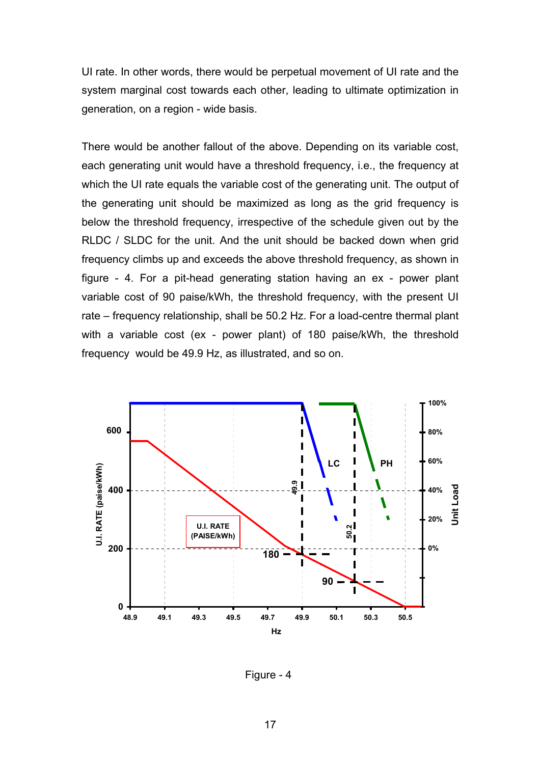UI rate. In other words, there would be perpetual movement of UI rate and the system marginal cost towards each other, leading to ultimate optimization in generation, on a region - wide basis.

There would be another fallout of the above. Depending on its variable cost, each generating unit would have a threshold frequency, i.e., the frequency at which the UI rate equals the variable cost of the generating unit. The output of the generating unit should be maximized as long as the grid frequency is below the threshold frequency, irrespective of the schedule given out by the RLDC / SLDC for the unit. And the unit should be backed down when grid frequency climbs up and exceeds the above threshold frequency, as shown in figure - 4. For a pit-head generating station having an ex - power plant variable cost of 90 paise/kWh, the threshold frequency, with the present UI rate – frequency relationship, shall be 50.2 Hz. For a load-centre thermal plant with a variable cost (ex - power plant) of 180 paise/kWh, the threshold frequency would be 49.9 Hz, as illustrated, and so on.

Figure - 4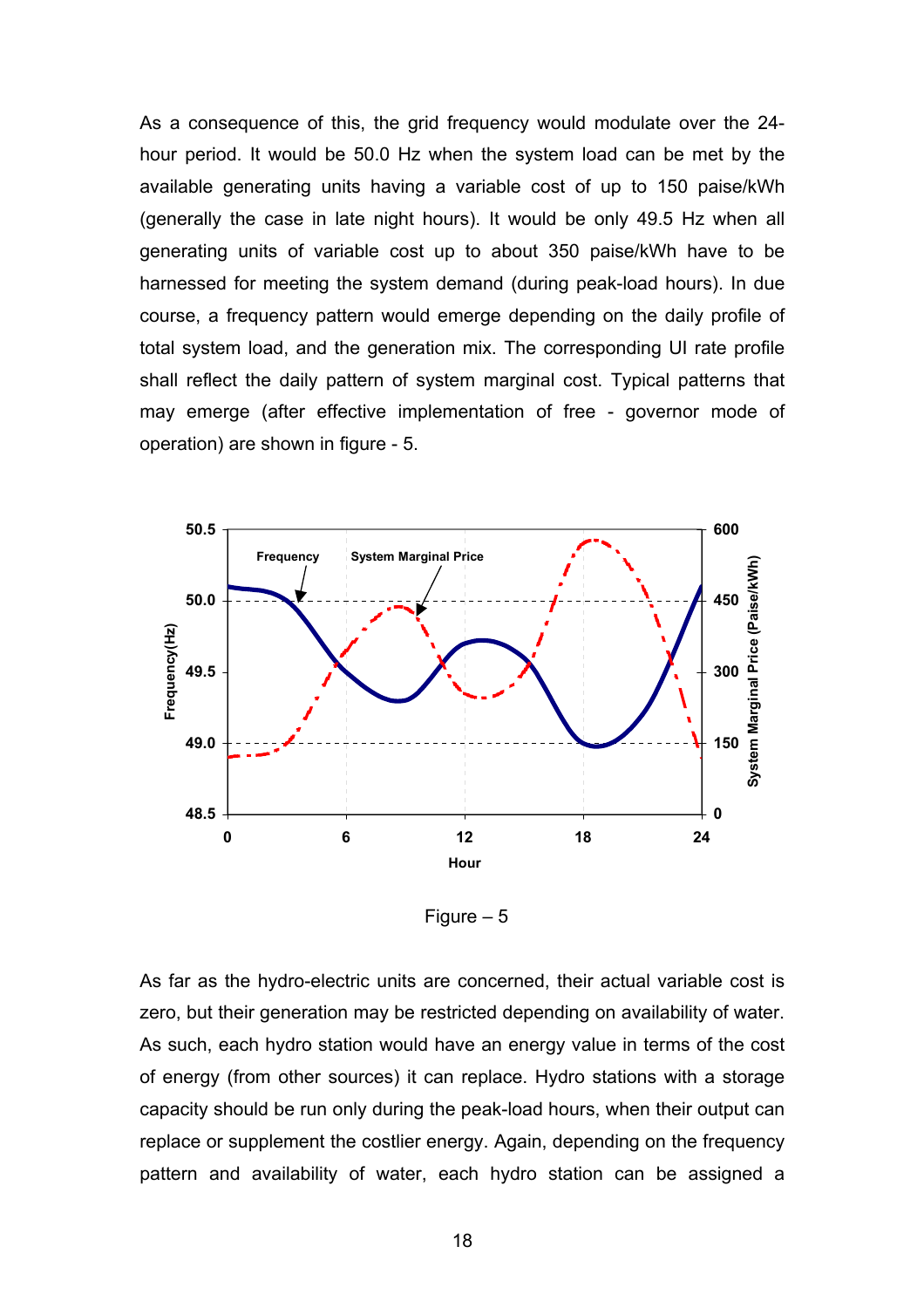As a consequence of this, the grid frequency would modulate over the 24-hour period. It would be 50.0 Hz when the system load can be met by the available generating units having a variable cost of up to 150 paise/kWh (generally the case in late night hours). It would be only 49.5 Hz when all generating units of variable cost up to about 350 paise/kWh have to be harnessed for meeting the system demand (during peak-load hours). In due course, a frequency pattern would emerge depending on the daily profile of total system load, and the generation mix. The corresponding UI rate profile shall reflect the daily pattern of system marginal cost. Typical patterns that may emerge (after effective implementation of free - governor mode of operation) are shown in figure - 5.

Figure – 5

As far as the hydro-electric units are concerned, their actual variable cost is zero, but their generation may be restricted depending on availability of water. As such, each hydro station would have an energy value in terms of the cost of energy (from other sources) it can replace. Hydro stations with a storage capacity should be run only during the peak-load hours, when their output can replace or supplement the costlier energy. Again, depending on the frequency pattern and availability of water, each hydro station can be assigned a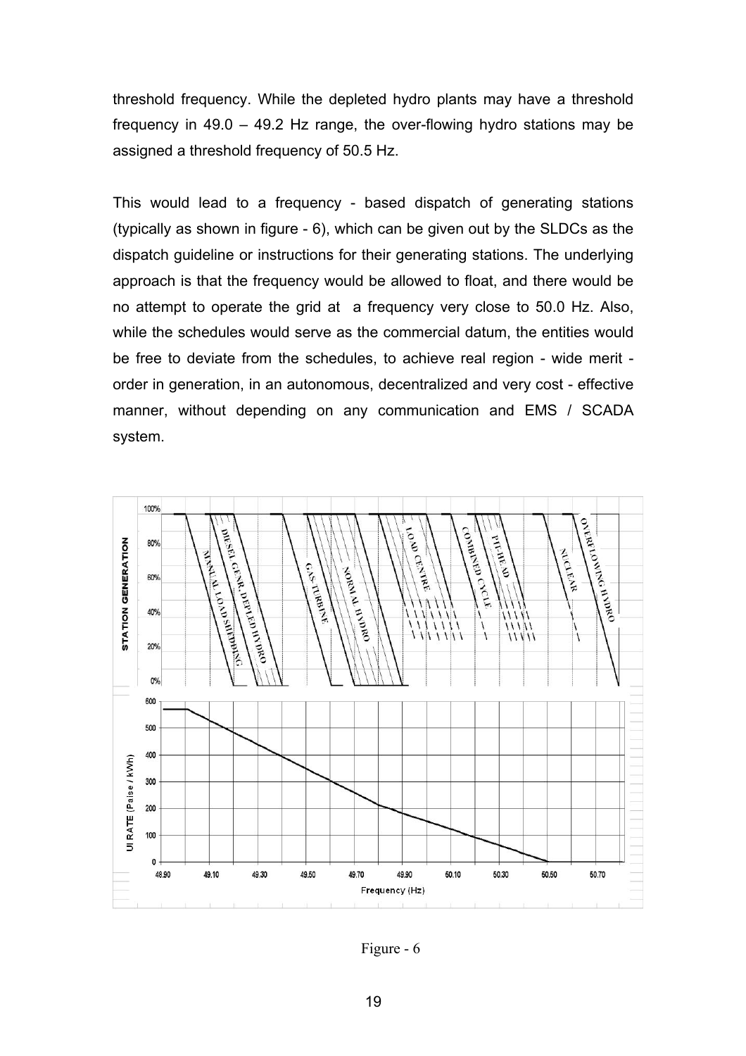threshold frequency. While the depleted hydro plants may have a threshold frequency in 49.0 – 49.2 Hz range, the over-flowing hydro stations may be assigned a threshold frequency of 50.5 Hz.

This would lead to a frequency - based dispatch of generating stations (typically as shown in figure - 6), which can be given out by the SLDCs as the dispatch guideline or instructions for their generating stations. The underlying approach is that the frequency would be allowed to float, and there would be no attempt to operate the grid at a frequency very close to 50.0 Hz. Also, while the schedules would serve as the commercial datum, the entities would be free to deviate from the schedules, to achieve real region - wide merit - order in generation, in an autonomous, decentralized and very cost - effective manner, without depending on any communication and EMS / SCADA system.

Figure - 6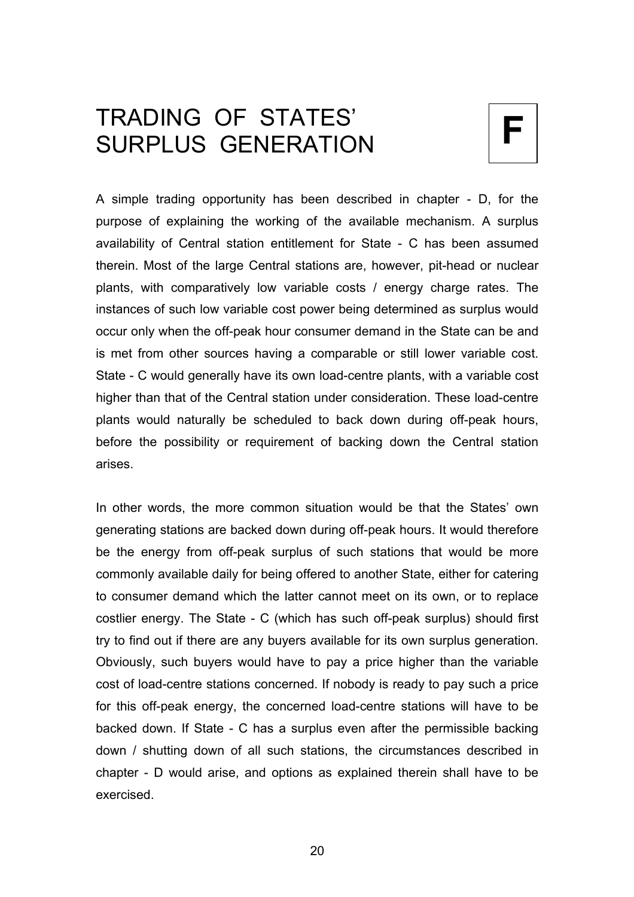# TRADING OF STATES' SURPLUS GENERATION

**F**

A simple trading opportunity has been described in chapter - D, for the purpose of explaining the working of the available mechanism. A surplus availability of Central station entitlement for State - C has been assumed therein. Most of the large Central stations are, however, pit-head or nuclear plants, with comparatively low variable costs / energy charge rates. The instances of such low variable cost power being determined as surplus would occur only when the off-peak hour consumer demand in the State can be and is met from other sources having a comparable or still lower variable cost. State - C would generally have its own load-centre plants, with a variable cost higher than that of the Central station under consideration. These load-centre plants would naturally be scheduled to back down during off-peak hours, before the possibility or requirement of backing down the Central station arises.

In other words, the more common situation would be that the States' own generating stations are backed down during off-peak hours. It would therefore be the energy from off-peak surplus of such stations that would be more commonly available daily for being offered to another State, either for catering to consumer demand which the latter cannot meet on its own, or to replace costlier energy. The State - C (which has such off-peak surplus) should first try to find out if there are any buyers available for its own surplus generation. Obviously, such buyers would have to pay a price higher than the variable cost of load-centre stations concerned. If nobody is ready to pay such a price for this off-peak energy, the concerned load-centre stations will have to be backed down. If State - C has a surplus even after the permissible backing down / shutting down of all such stations, the circumstances described in chapter - D would arise, and options as explained therein shall have to be exercised.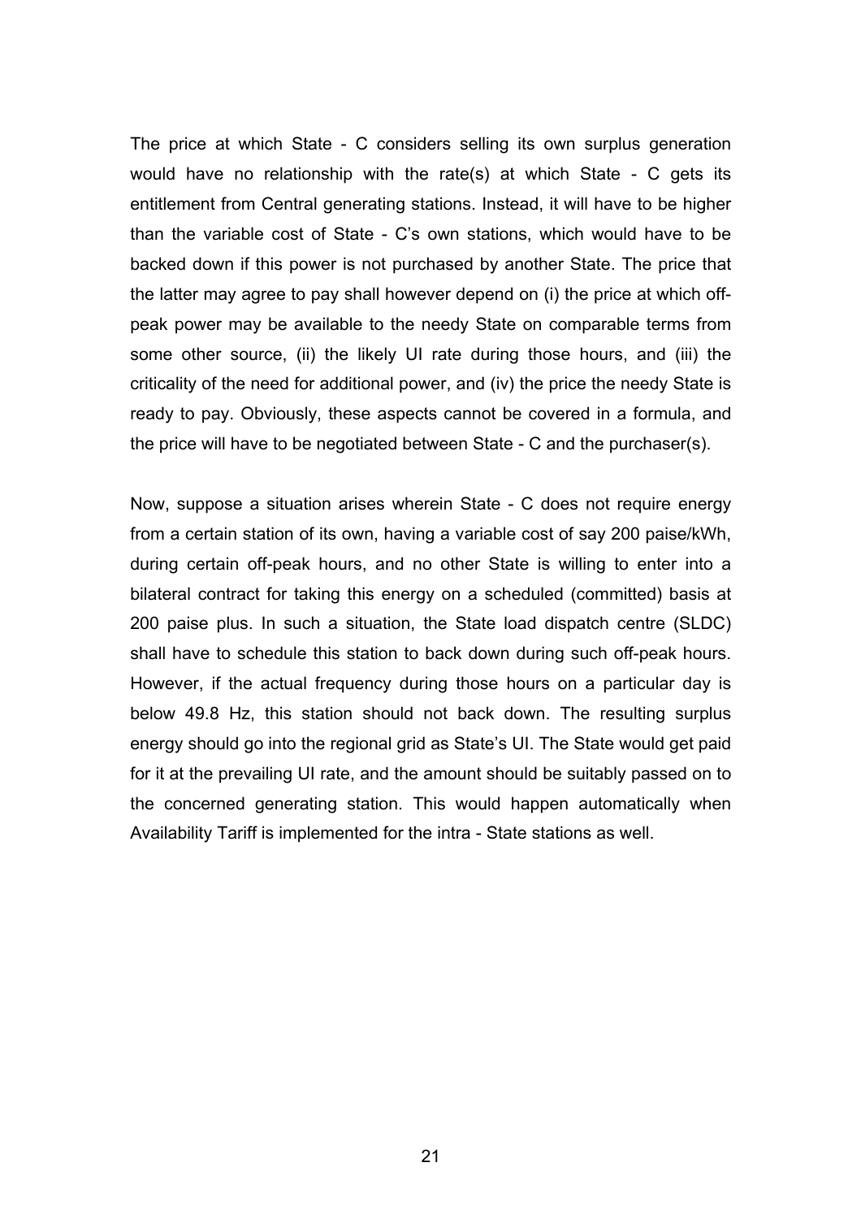The price at which State - C considers selling its own surplus generation would have no relationship with the rate(s) at which State - C gets its entitlement from Central generating stations. Instead, it will have to be higher than the variable cost of State - C's own stations, which would have to be backed down if this power is not purchased by another State. The price that the latter may agree to pay shall however depend on (i) the price at which off-peak power may be available to the needy State on comparable terms from some other source, (ii) the likely UI rate during those hours, and (iii) the criticality of the need for additional power, and (iv) the price the needy State is ready to pay. Obviously, these aspects cannot be covered in a formula, and the price will have to be negotiated between State - C and the purchaser(s).

Now, suppose a situation arises wherein State - C does not require energy from a certain station of its own, having a variable cost of say 200 paise/kWh, during certain off-peak hours, and no other State is willing to enter into a bilateral contract for taking this energy on a scheduled (committed) basis at 200 paise plus. In such a situation, the State load dispatch centre (SLDC) shall have to schedule this station to back down during such off-peak hours. However, if the actual frequency during those hours on a particular day is below 49.8 Hz, this station should not back down. The resulting surplus energy should go into the regional grid as State's UI. The State would get paid for it at the prevailing UI rate, and the amount should be suitably passed on to the concerned generating station. This would happen automatically when Availability Tariff is implemented for the intra - State stations as well.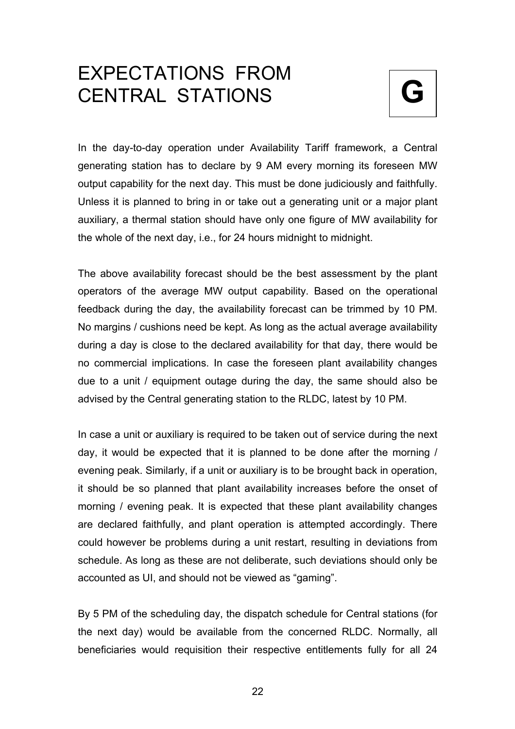# EXPECTATIONS FROM CENTRAL STATIONS

**G**

In the day-to-day operation under Availability Tariff framework, a Central generating station has to declare by 9 AM every morning its foreseen MW output capability for the next day. This must be done judiciously and faithfully. Unless it is planned to bring in or take out a generating unit or a major plant auxiliary, a thermal station should have only one figure of MW availability for the whole of the next day, i.e., for 24 hours midnight to midnight.

The above availability forecast should be the best assessment by the plant operators of the average MW output capability. Based on the operational feedback during the day, the availability forecast can be trimmed by 10 PM. No margins / cushions need be kept. As long as the actual average availability during a day is close to the declared availability for that day, there would be no commercial implications. In case the foreseen plant availability changes due to a unit / equipment outage during the day, the same should also be advised by the Central generating station to the RLDC, latest by 10 PM.

In case a unit or auxiliary is required to be taken out of service during the next day, it would be expected that it is planned to be done after the morning / evening peak. Similarly, if a unit or auxiliary is to be brought back in operation, it should be so planned that plant availability increases before the onset of morning / evening peak. It is expected that these plant availability changes are declared faithfully, and plant operation is attempted accordingly. There could however be problems during a unit restart, resulting in deviations from schedule. As long as these are not deliberate, such deviations should only be accounted as UI, and should not be viewed as "gaming".

By 5 PM of the scheduling day, the dispatch schedule for Central stations (for the next day) would be available from the concerned RLDC. Normally, all beneficiaries would requisition their respective entitlements fully for all 24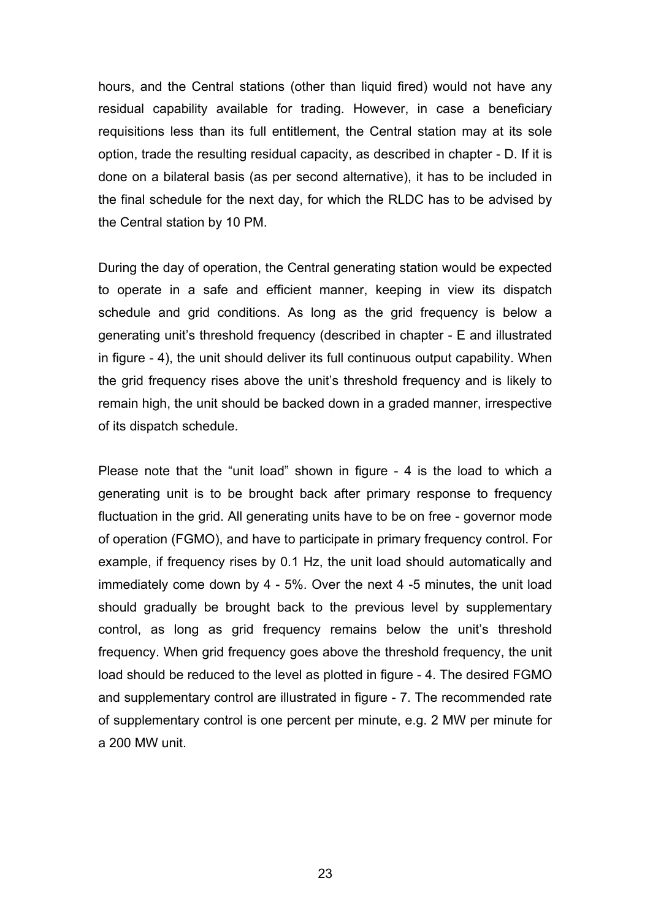hours, and the Central stations (other than liquid fired) would not have any residual capability available for trading. However, in case a beneficiary requisitions less than its full entitlement, the Central station may at its sole option, trade the resulting residual capacity, as described in chapter - D. If it is done on a bilateral basis (as per second alternative), it has to be included in the final schedule for the next day, for which the RLDC has to be advised by the Central station by 10 PM.

During the day of operation, the Central generating station would be expected to operate in a safe and efficient manner, keeping in view its dispatch schedule and grid conditions. As long as the grid frequency is below a generating unit's threshold frequency (described in chapter - E and illustrated in figure - 4), the unit should deliver its full continuous output capability. When the grid frequency rises above the unit's threshold frequency and is likely to remain high, the unit should be backed down in a graded manner, irrespective of its dispatch schedule.

Please note that the "unit load" shown in figure - 4 is the load to which a generating unit is to be brought back after primary response to frequency fluctuation in the grid. All generating units have to be on free - governor mode of operation (FGMO), and have to participate in primary frequency control. For example, if frequency rises by 0.1 Hz, the unit load should automatically and immediately come down by 4 - 5%. Over the next 4 -5 minutes, the unit load should gradually be brought back to the previous level by supplementary control, as long as grid frequency remains below the unit's threshold frequency. When grid frequency goes above the threshold frequency, the unit load should be reduced to the level as plotted in figure - 4. The desired FGMO and supplementary control are illustrated in figure - 7. The recommended rate of supplementary control is one percent per minute, e.g. 2 MW per minute for a 200 MW unit.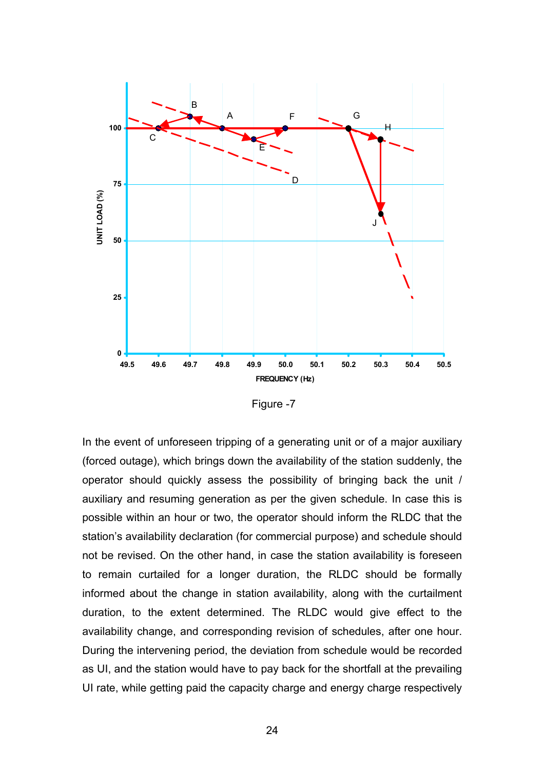Figure -7

In the event of unforeseen tripping of a generating unit or of a major auxiliary (forced outage), which brings down the availability of the station suddenly, the operator should quickly assess the possibility of bringing back the unit / auxiliary and resuming generation as per the given schedule. In case this is possible within an hour or two, the operator should inform the RLDC that the station's availability declaration (for commercial purpose) and schedule should not be revised. On the other hand, in case the station availability is foreseen to remain curtailed for a longer duration, the RLDC should be formally informed about the change in station availability, along with the curtailment duration, to the extent determined. The RLDC would give effect to the availability change, and corresponding revision of schedules, after one hour. During the intervening period, the deviation from schedule would be recorded as UI, and the station would have to pay back for the shortfall at the prevailing UI rate, while getting paid the capacity charge and energy charge respectively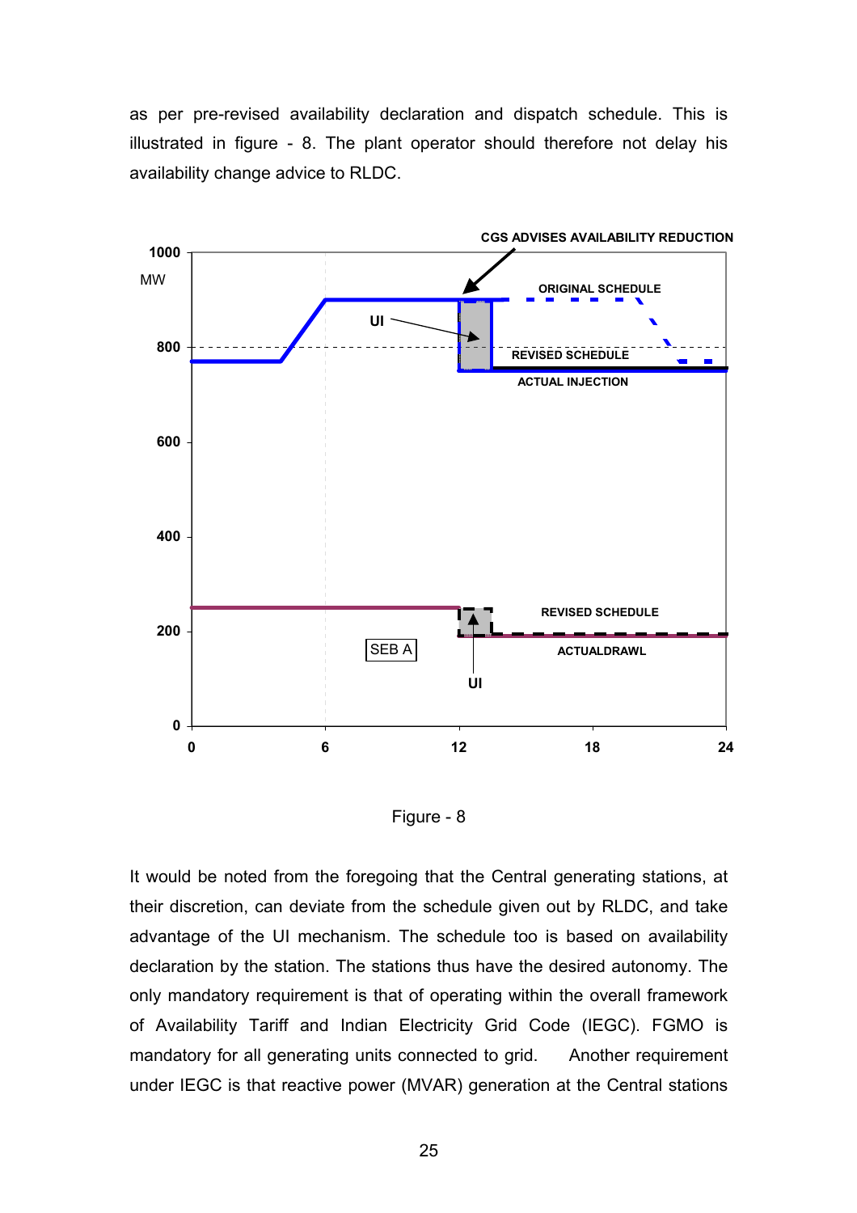as per pre-revised availability declaration and dispatch schedule. This is illustrated in figure - 8. The plant operator should therefore not delay his availability change advice to RLDC.

Figure - 8

It would be noted from the foregoing that the Central generating stations, at their discretion, can deviate from the schedule given out by RLDC, and take advantage of the UI mechanism. The schedule too is based on availability declaration by the station. The stations thus have the desired autonomy. The only mandatory requirement is that of operating within the overall framework of Availability Tariff and Indian Electricity Grid Code (IEGC). FGMO is mandatory for all generating units connected to grid. Another requirement under IEGC is that reactive power (MVAR) generation at the Central stations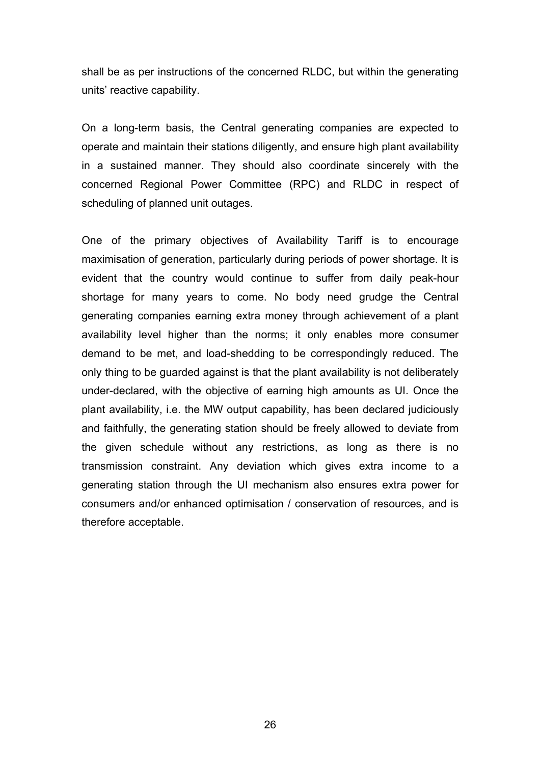shall be as per instructions of the concerned RLDC, but within the generating units' reactive capability.

On a long-term basis, the Central generating companies are expected to operate and maintain their stations diligently, and ensure high plant availability in a sustained manner. They should also coordinate sincerely with the concerned Regional Power Committee (RPC) and RLDC in respect of scheduling of planned unit outages.

One of the primary objectives of Availability Tariff is to encourage maximisation of generation, particularly during periods of power shortage. It is evident that the country would continue to suffer from daily peak-hour shortage for many years to come. No body need grudge the Central generating companies earning extra money through achievement of a plant availability level higher than the norms; it only enables more consumer demand to be met, and load-shedding to be correspondingly reduced. The only thing to be guarded against is that the plant availability is not deliberately under-declared, with the objective of earning high amounts as UI. Once the plant availability, i.e. the MW output capability, has been declared judiciously and faithfully, the generating station should be freely allowed to deviate from the given schedule without any restrictions, as long as there is no transmission constraint. Any deviation which gives extra income to a generating station through the UI mechanism also ensures extra power for consumers and/or enhanced optimisation / conservation of resources, and is therefore acceptable.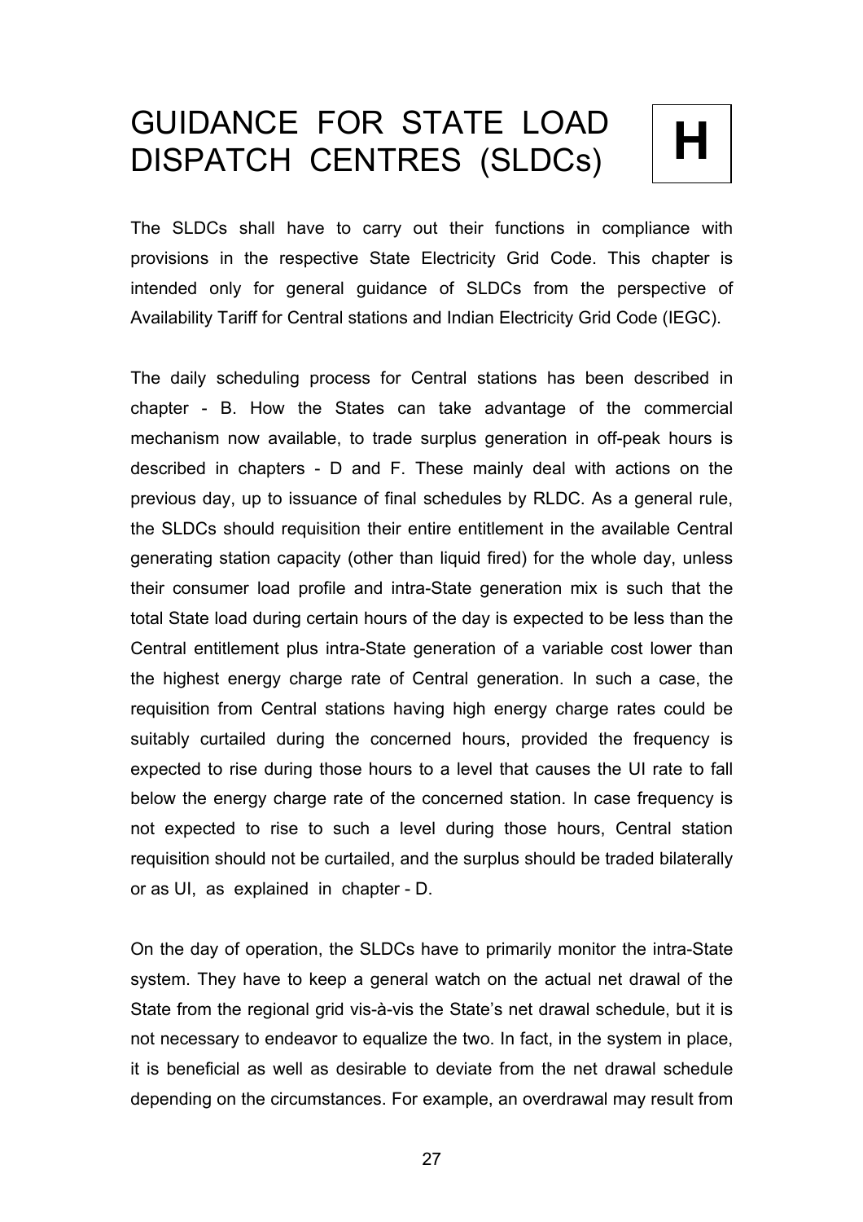# GUIDANCE FOR STATE LOAD DISPATCH CENTRES (SLDCs)

**H**

The SLDCs shall have to carry out their functions in compliance with provisions in the respective State Electricity Grid Code. This chapter is intended only for general guidance of SLDCs from the perspective of Availability Tariff for Central stations and Indian Electricity Grid Code (IEGC).

The daily scheduling process for Central stations has been described in chapter - B. How the States can take advantage of the commercial mechanism now available, to trade surplus generation in off-peak hours is described in chapters - D and F. These mainly deal with actions on the previous day, up to issuance of final schedules by RLDC. As a general rule, the SLDCs should requisition their entire entitlement in the available Central generating station capacity (other than liquid fired) for the whole day, unless their consumer load profile and intra-State generation mix is such that the total State load during certain hours of the day is expected to be less than the Central entitlement plus intra-State generation of a variable cost lower than the highest energy charge rate of Central generation. In such a case, the requisition from Central stations having high energy charge rates could be suitably curtailed during the concerned hours, provided the frequency is expected to rise during those hours to a level that causes the UI rate to fall below the energy charge rate of the concerned station. In case frequency is not expected to rise to such a level during those hours, Central station requisition should not be curtailed, and the surplus should be traded bilaterally or as UI, as explained in chapter - D.

On the day of operation, the SLDCs have to primarily monitor the intra-State system. They have to keep a general watch on the actual net drawal of the State from the regional grid vis-à-vis the State's net drawal schedule, but it is not necessary to endeavor to equalize the two. In fact, in the system in place, it is beneficial as well as desirable to deviate from the net drawal schedule depending on the circumstances. For example, an overdrawal may result from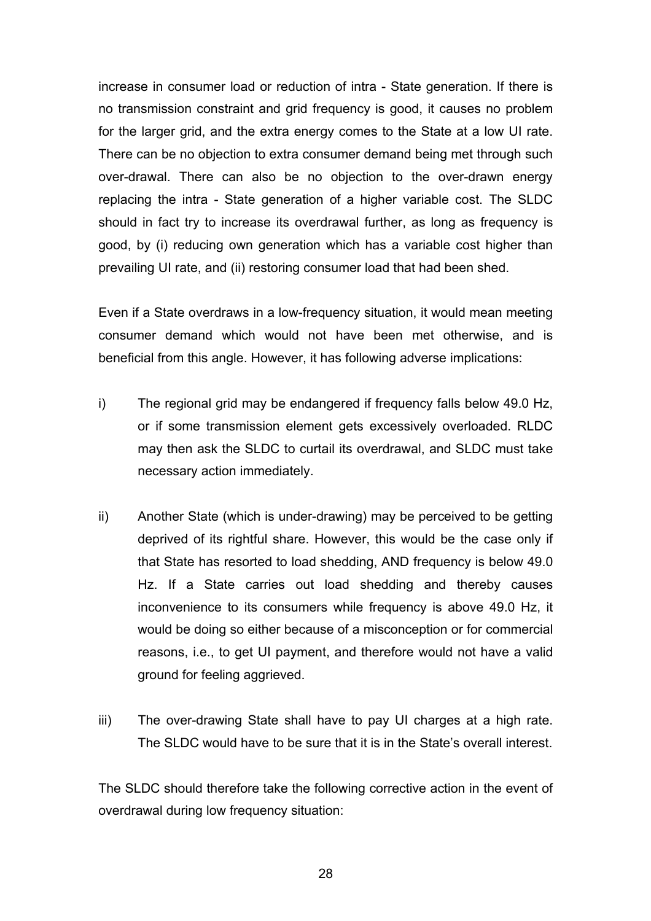increase in consumer load or reduction of intra - State generation. If there is no transmission constraint and grid frequency is good, it causes no problem for the larger grid, and the extra energy comes to the State at a low UI rate. There can be no objection to extra consumer demand being met through such over-drawal. There can also be no objection to the over-drawn energy replacing the intra - State generation of a higher variable cost. The SLDC should in fact try to increase its overdrawal further, as long as frequency is good, by (i) reducing own generation which has a variable cost higher than prevailing UI rate, and (ii) restoring consumer load that had been shed.

Even if a State overdraws in a low-frequency situation, it would mean meeting consumer demand which would not have been met otherwise, and is beneficial from this angle. However, it has following adverse implications:

i) The regional grid may be endangered if frequency falls below 49.0 Hz, or if some transmission element gets excessively overloaded. RLDC may then ask the SLDC to curtail its overdrawal, and SLDC must take necessary action immediately.

ii) Another State (which is under-drawing) may be perceived to be getting deprived of its rightful share. However, this would be the case only if that State has resorted to load shedding, AND frequency is below 49.0 Hz. If a State carries out load shedding and thereby causes inconvenience to its consumers while frequency is above 49.0 Hz, it would be doing so either because of a misconception or for commercial reasons, i.e., to get UI payment, and therefore would not have a valid ground for feeling aggrieved.

iii) The over-drawing State shall have to pay UI charges at a high rate. The SLDC would have to be sure that it is in the State's overall interest.

The SLDC should therefore take the following corrective action in the event of overdrawal during low frequency situation: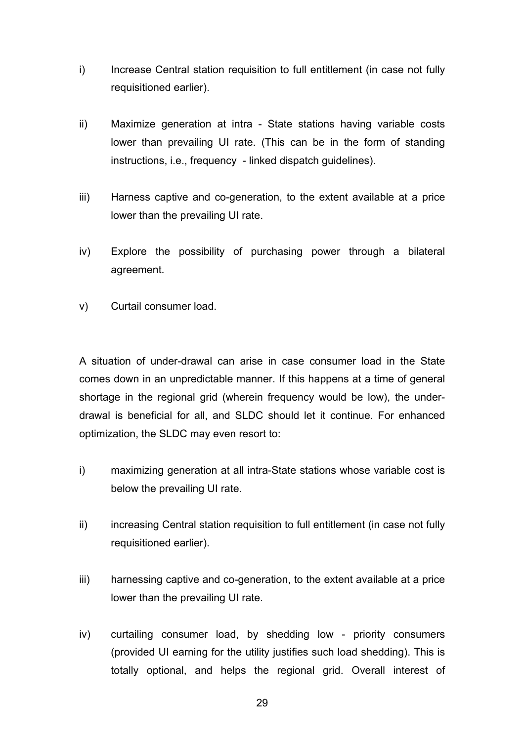i) Increase Central station requisition to full entitlement (in case not fully requisitioned earlier).

ii) Maximize generation at intra - State stations having variable costs lower than prevailing UI rate. (This can be in the form of standing instructions, i.e., frequency - linked dispatch guidelines).

iii) Harness captive and co-generation, to the extent available at a price lower than the prevailing UI rate.

iv) Explore the possibility of purchasing power through a bilateral agreement.

v) Curtail consumer load.

A situation of under-drawal can arise in case consumer load in the State comes down in an unpredictable manner. If this happens at a time of general shortage in the regional grid (wherein frequency would be low), the under-drawal is beneficial for all, and SLDC should let it continue. For enhanced optimization, the SLDC may even resort to:

i) maximizing generation at all intra-State stations whose variable cost is below the prevailing UI rate.

ii) increasing Central station requisition to full entitlement (in case not fully requisitioned earlier).

iii) harnessing captive and co-generation, to the extent available at a price lower than the prevailing UI rate.

iv) curtailing consumer load, by shedding low - priority consumers (provided UI earning for the utility justifies such load shedding). This is totally optional, and helps the regional grid. Overall interest of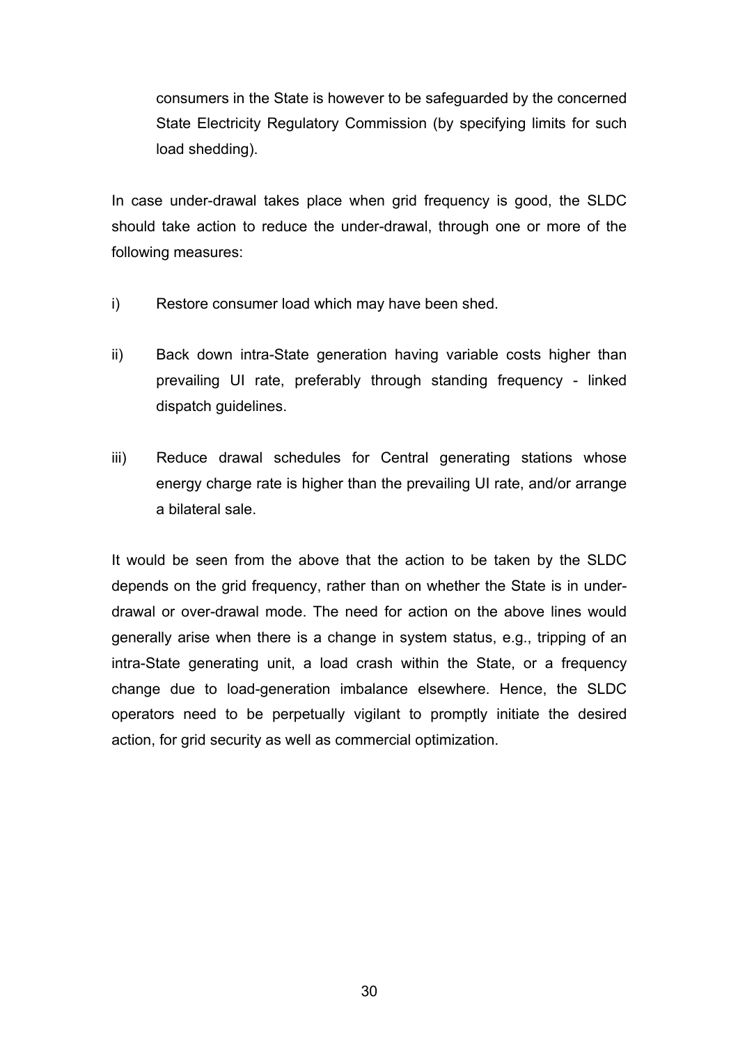consumers in the State is however to be safeguarded by the concerned State Electricity Regulatory Commission (by specifying limits for such load shedding).

In case under-drawal takes place when grid frequency is good, the SLDC should take action to reduce the under-drawal, through one or more of the following measures:

i) Restore consumer load which may have been shed.

ii) Back down intra-State generation having variable costs higher than prevailing UI rate, preferably through standing frequency - linked dispatch guidelines.

iii) Reduce drawal schedules for Central generating stations whose energy charge rate is higher than the prevailing UI rate, and/or arrange a bilateral sale.

It would be seen from the above that the action to be taken by the SLDC depends on the grid frequency, rather than on whether the State is in under-drawal or over-drawal mode. The need for action on the above lines would generally arise when there is a change in system status, e.g., tripping of an intra-State generating unit, a load crash within the State, or a frequency change due to load-generation imbalance elsewhere. Hence, the SLDC operators need to be perpetually vigilant to promptly initiate the desired action, for grid security as well as commercial optimization.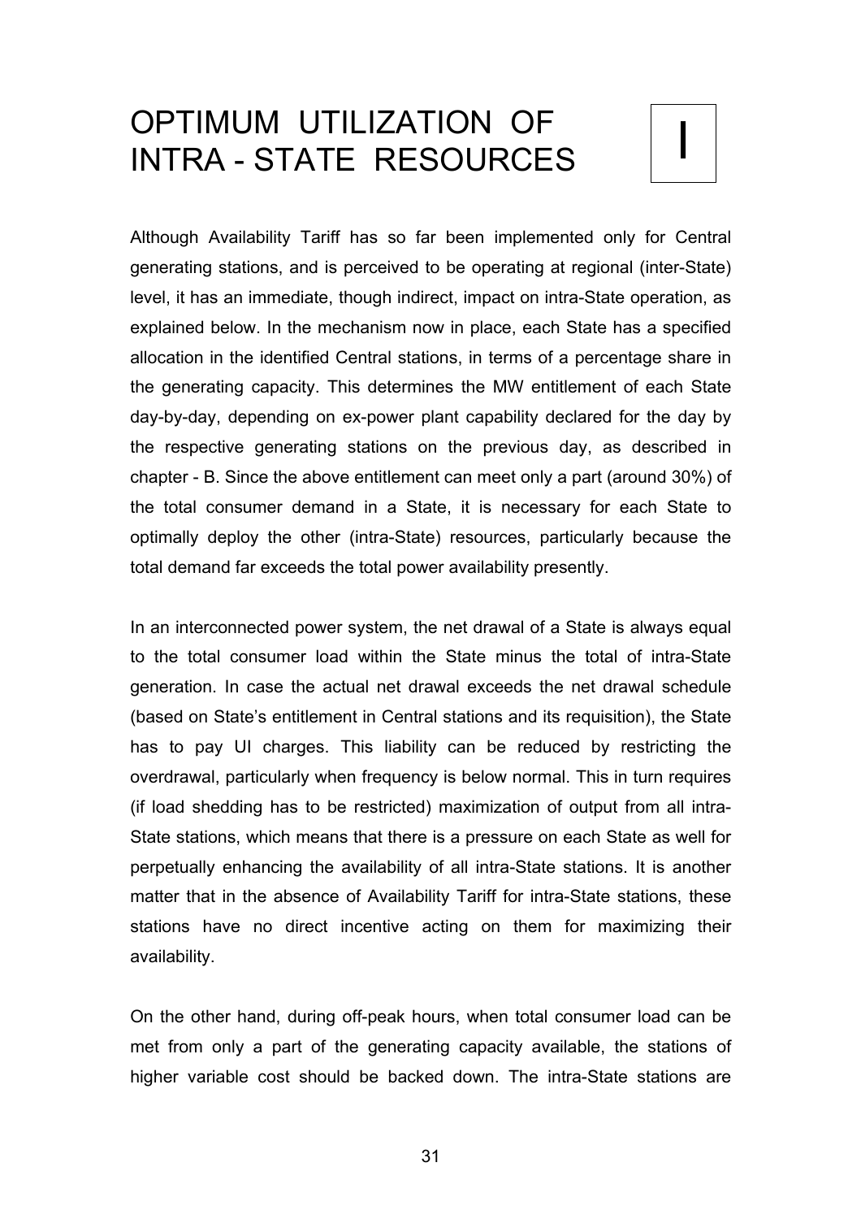# OPTIMUM UTILIZATION OF INTRA - STATE RESOURCES

I

Although Availability Tariff has so far been implemented only for Central generating stations, and is perceived to be operating at regional (inter-State) level, it has an immediate, though indirect, impact on intra-State operation, as explained below. In the mechanism now in place, each State has a specified allocation in the identified Central stations, in terms of a percentage share in the generating capacity. This determines the MW entitlement of each State day-by-day, depending on ex-power plant capability declared for the day by the respective generating stations on the previous day, as described in chapter - B. Since the above entitlement can meet only a part (around 30%) of the total consumer demand in a State, it is necessary for each State to optimally deploy the other (intra-State) resources, particularly because the total demand far exceeds the total power availability presently.

In an interconnected power system, the net drawal of a State is always equal to the total consumer load within the State minus the total of intra-State generation. In case the actual net drawal exceeds the net drawal schedule (based on State's entitlement in Central stations and its requisition), the State has to pay UI charges. This liability can be reduced by restricting the overdrawal, particularly when frequency is below normal. This in turn requires (if load shedding has to be restricted) maximization of output from all intra-State stations, which means that there is a pressure on each State as well for perpetually enhancing the availability of all intra-State stations. It is another matter that in the absence of Availability Tariff for intra-State stations, these stations have no direct incentive acting on them for maximizing their availability.

On the other hand, during off-peak hours, when total consumer load can be met from only a part of the generating capacity available, the stations of higher variable cost should be backed down. The intra-State stations are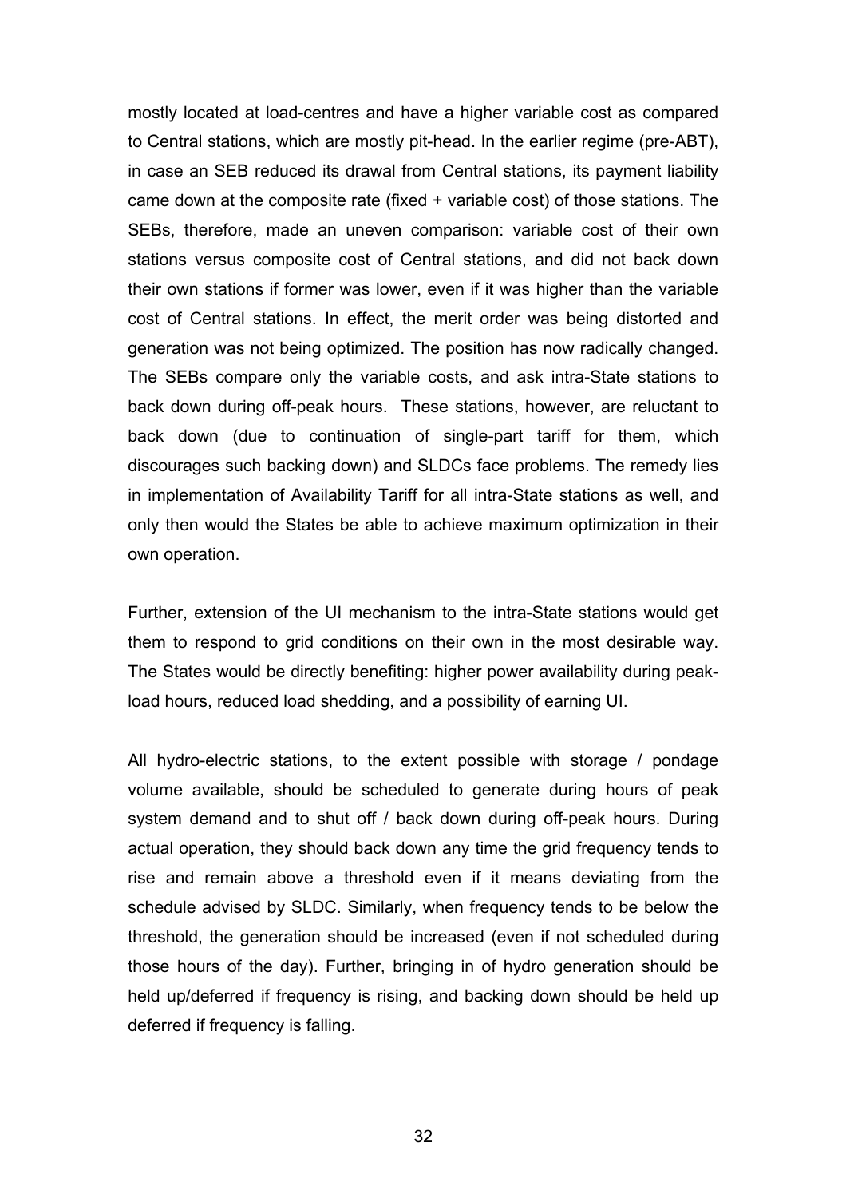mostly located at load-centres and have a higher variable cost as compared to Central stations, which are mostly pit-head. In the earlier regime (pre-ABT), in case an SEB reduced its drawal from Central stations, its payment liability came down at the composite rate (fixed + variable cost) of those stations. The SEBs, therefore, made an uneven comparison: variable cost of their own stations versus composite cost of Central stations, and did not back down their own stations if former was lower, even if it was higher than the variable cost of Central stations. In effect, the merit order was being distorted and generation was not being optimized. The position has now radically changed. The SEBs compare only the variable costs, and ask intra-State stations to back down during off-peak hours. These stations, however, are reluctant to back down (due to continuation of single-part tariff for them, which discourages such backing down) and SLDCs face problems. The remedy lies in implementation of Availability Tariff for all intra-State stations as well, and only then would the States be able to achieve maximum optimization in their own operation.

Further, extension of the UI mechanism to the intra-State stations would get them to respond to grid conditions on their own in the most desirable way. The States would be directly benefiting: higher power availability during peak-load hours, reduced load shedding, and a possibility of earning UI.

All hydro-electric stations, to the extent possible with storage / pondage volume available, should be scheduled to generate during hours of peak system demand and to shut off / back down during off-peak hours. During actual operation, they should back down any time the grid frequency tends to rise and remain above a threshold even if it means deviating from the schedule advised by SLDC. Similarly, when frequency tends to be below the threshold, the generation should be increased (even if not scheduled during those hours of the day). Further, bringing in of hydro generation should be held up/deferred if frequency is rising, and backing down should be held up deferred if frequency is falling.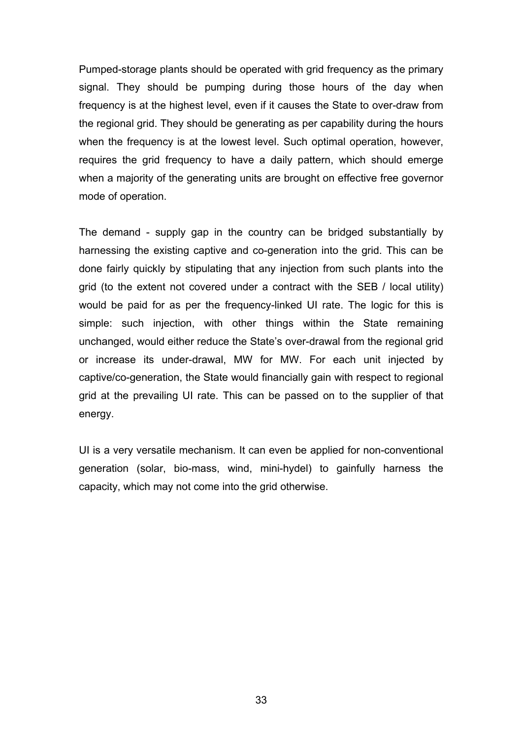Pumped-storage plants should be operated with grid frequency as the primary signal. They should be pumping during those hours of the day when frequency is at the highest level, even if it causes the State to over-draw from the regional grid. They should be generating as per capability during the hours when the frequency is at the lowest level. Such optimal operation, however, requires the grid frequency to have a daily pattern, which should emerge when a majority of the generating units are brought on effective free governor mode of operation.

The demand - supply gap in the country can be bridged substantially by harnessing the existing captive and co-generation into the grid. This can be done fairly quickly by stipulating that any injection from such plants into the grid (to the extent not covered under a contract with the SEB / local utility) would be paid for as per the frequency-linked UI rate. The logic for this is simple: such injection, with other things within the State remaining unchanged, would either reduce the State's over-drawal from the regional grid or increase its under-drawal, MW for MW. For each unit injected by captive/co-generation, the State would financially gain with respect to regional grid at the prevailing UI rate. This can be passed on to the supplier of that energy.

UI is a very versatile mechanism. It can even be applied for non-conventional generation (solar, bio-mass, wind, mini-hydel) to gainfully harness the capacity, which may not come into the grid otherwise.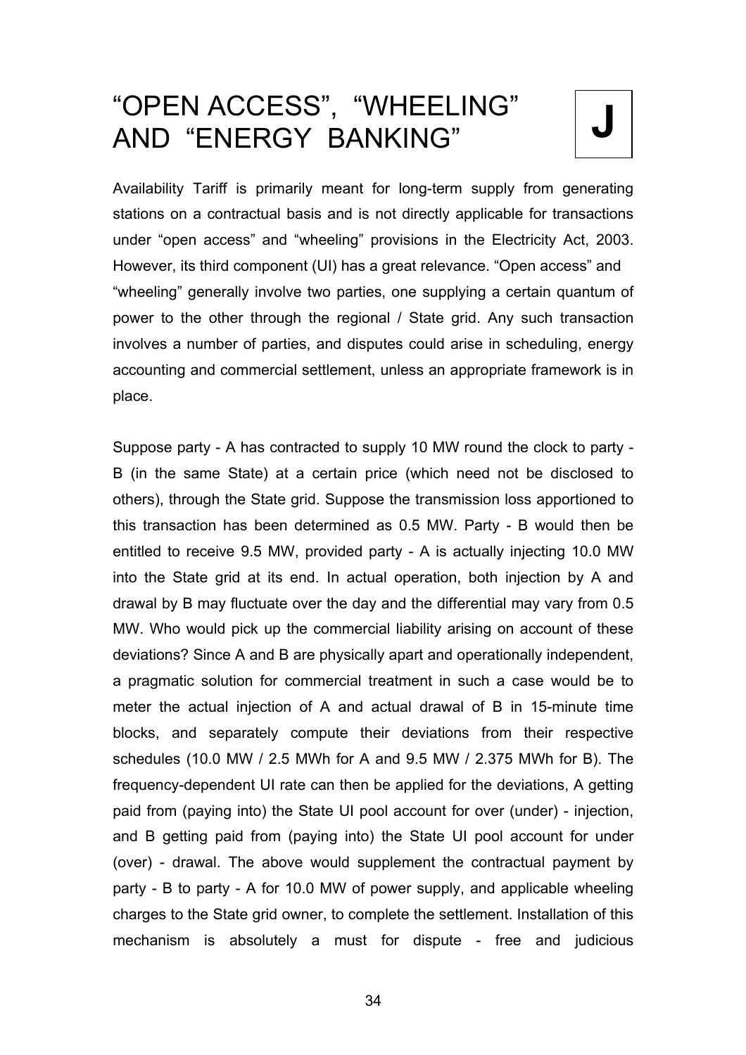# "OPEN ACCESS", "WHEELING" AND "ENERGY BANKING"

**J**

Availability Tariff is primarily meant for long-term supply from generating stations on a contractual basis and is not directly applicable for transactions under "open access" and "wheeling" provisions in the Electricity Act, 2003. However, its third component (UI) has a great relevance. "Open access" and "wheeling" generally involve two parties, one supplying a certain quantum of power to the other through the regional / State grid. Any such transaction involves a number of parties, and disputes could arise in scheduling, energy accounting and commercial settlement, unless an appropriate framework is in place.

Suppose party - A has contracted to supply 10 MW round the clock to party - B (in the same State) at a certain price (which need not be disclosed to others), through the State grid. Suppose the transmission loss apportioned to this transaction has been determined as 0.5 MW. Party - B would then be entitled to receive 9.5 MW, provided party - A is actually injecting 10.0 MW into the State grid at its end. In actual operation, both injection by A and drawal by B may fluctuate over the day and the differential may vary from 0.5 MW. Who would pick up the commercial liability arising on account of these deviations? Since A and B are physically apart and operationally independent, a pragmatic solution for commercial treatment in such a case would be to meter the actual injection of A and actual drawal of B in 15-minute time blocks, and separately compute their deviations from their respective schedules (10.0 MW / 2.5 MWh for A and 9.5 MW / 2.375 MWh for B). The frequency-dependent UI rate can then be applied for the deviations, A getting paid from (paying into) the State UI pool account for over (under) - injection, and B getting paid from (paying into) the State UI pool account for under (over) - drawal. The above would supplement the contractual payment by party - B to party - A for 10.0 MW of power supply, and applicable wheeling charges to the State grid owner, to complete the settlement. Installation of this mechanism is absolutely a must for dispute - free and judicious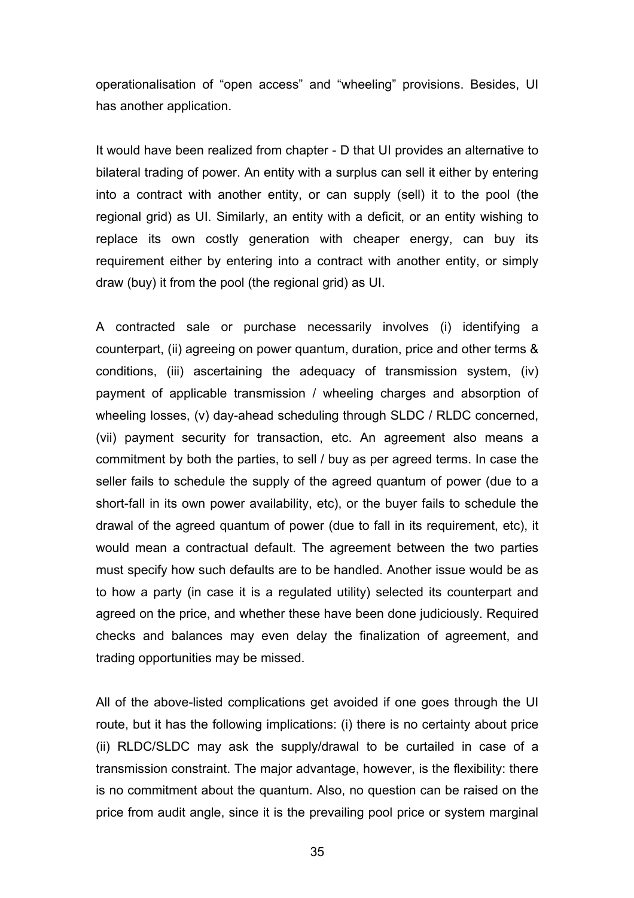operationalisation of "open access" and "wheeling" provisions. Besides, UI has another application.

It would have been realized from chapter - D that UI provides an alternative to bilateral trading of power. An entity with a surplus can sell it either by entering into a contract with another entity, or can supply (sell) it to the pool (the regional grid) as UI. Similarly, an entity with a deficit, or an entity wishing to replace its own costly generation with cheaper energy, can buy its requirement either by entering into a contract with another entity, or simply draw (buy) it from the pool (the regional grid) as UI.

A contracted sale or purchase necessarily involves (i) identifying a counterpart, (ii) agreeing on power quantum, duration, price and other terms & conditions, (iii) ascertaining the adequacy of transmission system, (iv) payment of applicable transmission / wheeling charges and absorption of wheeling losses, (v) day-ahead scheduling through SLDC / RLDC concerned, (vii) payment security for transaction, etc. An agreement also means a commitment by both the parties, to sell / buy as per agreed terms. In case the seller fails to schedule the supply of the agreed quantum of power (due to a short-fall in its own power availability, etc), or the buyer fails to schedule the drawal of the agreed quantum of power (due to fall in its requirement, etc), it would mean a contractual default. The agreement between the two parties must specify how such defaults are to be handled. Another issue would be as to how a party (in case it is a regulated utility) selected its counterpart and agreed on the price, and whether these have been done judiciously. Required checks and balances may even delay the finalization of agreement, and trading opportunities may be missed.

All of the above-listed complications get avoided if one goes through the UI route, but it has the following implications: (i) there is no certainty about price (ii) RLDC/SLDC may ask the supply/drawal to be curtailed in case of a transmission constraint. The major advantage, however, is the flexibility: there is no commitment about the quantum. Also, no question can be raised on the price from audit angle, since it is the prevailing pool price or system marginal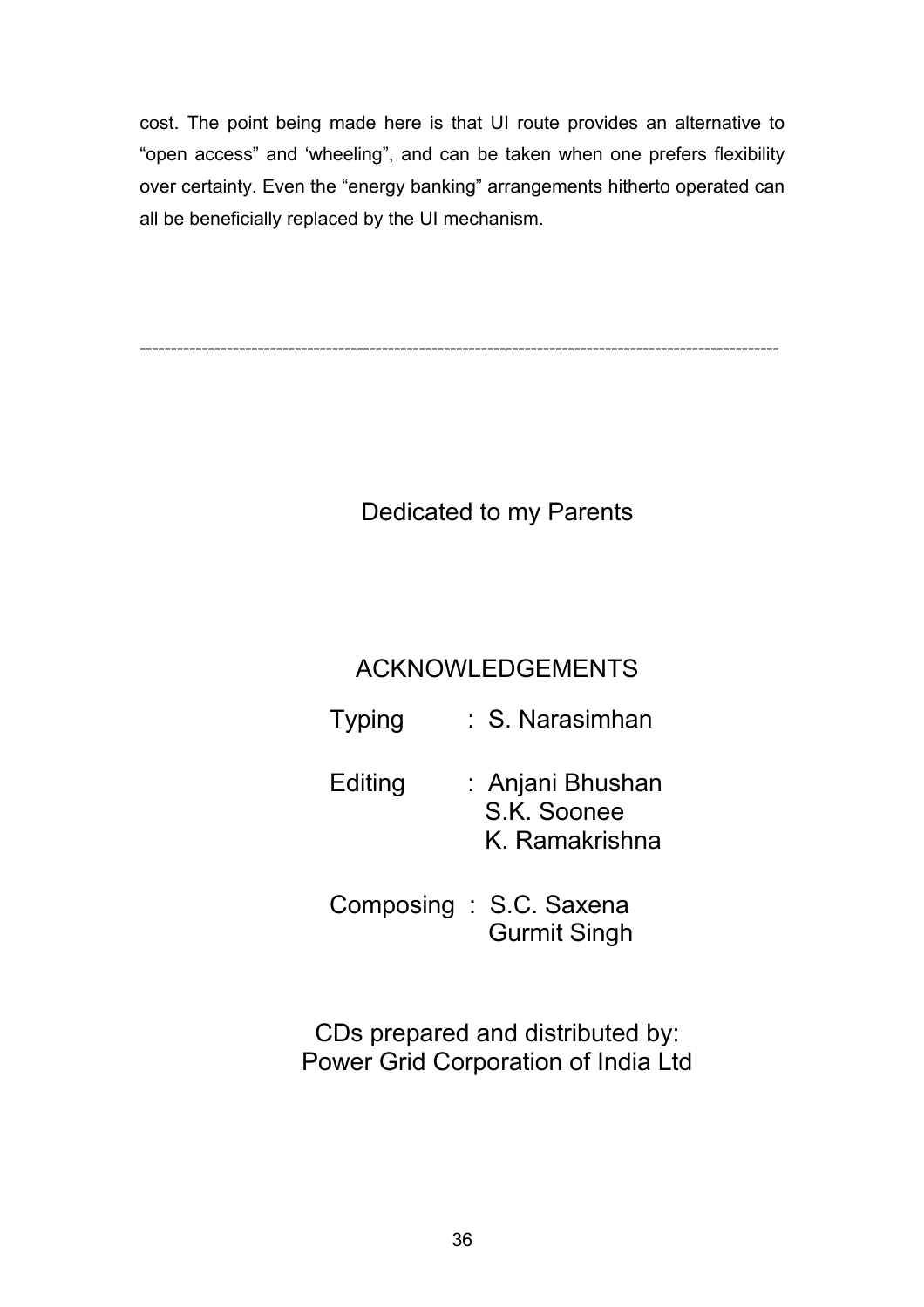cost. The point being made here is that UI route provides an alternative to "open access" and 'wheeling", and can be taken when one prefers flexibility over certainty. Even the "energy banking" arrangements hitherto operated can all be beneficially replaced by the UI mechanism.

---

Dedicated to my Parents

## ACKNOWLEDGEMENTS

Typing : S. Narasimhan

Editing : Anjani Bhushan
S.K. Soonee
K. Ramakrishna

Composing : S.C. Saxena
Gurmit Singh

CDs prepared and distributed by:
Power Grid Corporation of India Ltd